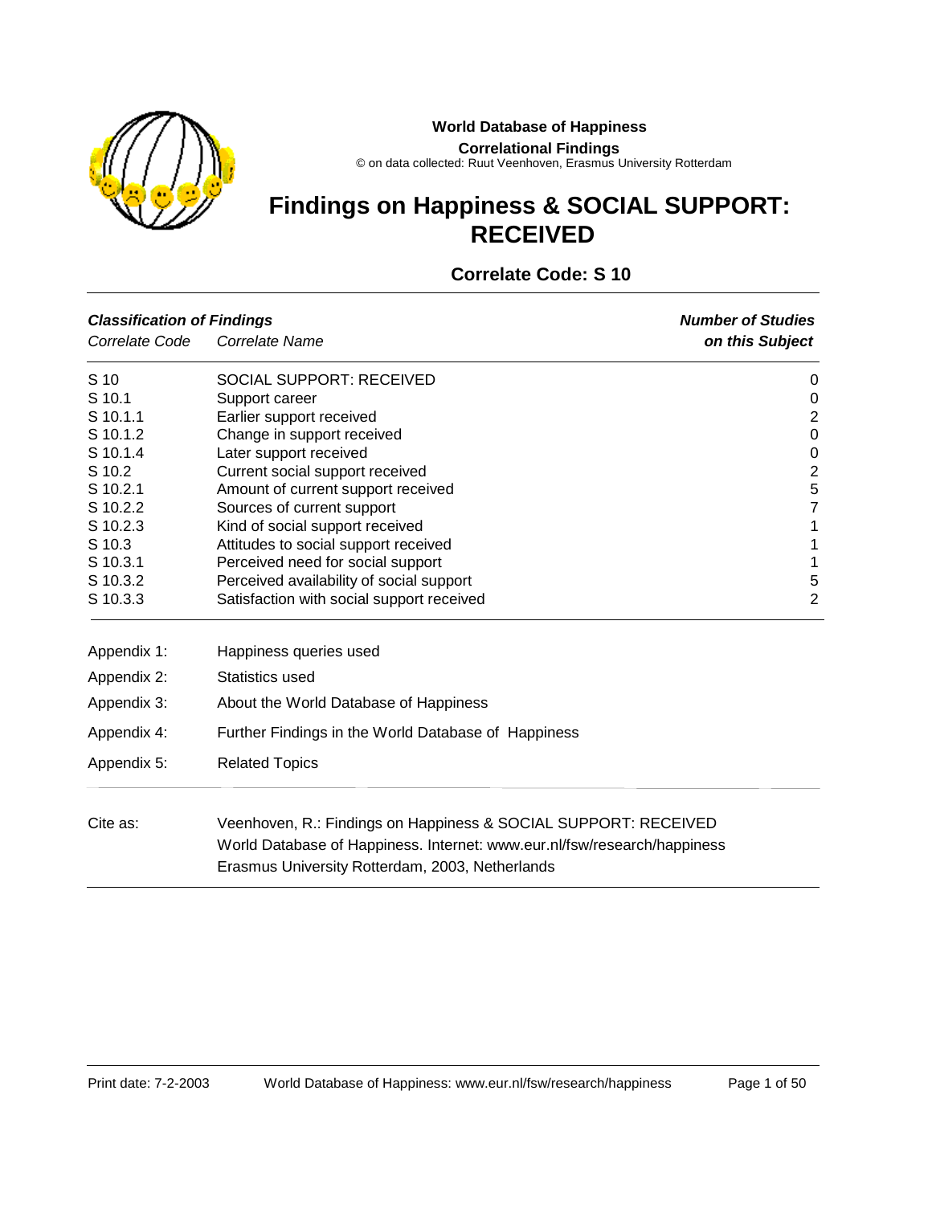**World Database of Happiness**

**Correlational Findings**

© on data collected: Ruut Veenhoven, Erasmus University Rotterdam

# Findings on Happiness & SOCIAL SUPPORT: RECEIVED

## Correlate Code: S 10

| ***Classification of Findings*** *Correlate Code* | *Correlate Name* | ***Number of Studies on this Subject*** |
|---|---|---|
| S 10 | SOCIAL SUPPORT: RECEIVED | 0 |
| S 10.1 | Support career | 0 |
| S 10.1.1 | Earlier support received | 2 |
| S 10.1.2 | Change in support received | 0 |
| S 10.1.4 | Later support received | 0 |
| S 10.2 | Current social support received | 2 |
| S 10.2.1 | Amount of current support received | 5 |
| S 10.2.2 | Sources of current support | 7 |
| S 10.2.3 | Kind of social support received | 1 |
| S 10.3 | Attitudes to social support received | 1 |
| S 10.3.1 | Perceived need for social support | 1 |
| S 10.3.2 | Perceived availability of social support | 5 |
| S 10.3.3 | Satisfaction with social support received | 2 |

Appendix 1: Happiness queries used

Appendix 2: Statistics used

Appendix 3: About the World Database of Happiness

Appendix 4: Further Findings in the World Database of Happiness

Appendix 5: Related Topics

Cite as: Veenhoven, R.: Findings on Happiness & SOCIAL SUPPORT: RECEIVED
World Database of Happiness. Internet: www.eur.nl/fsw/research/happiness
Erasmus University Rotterdam, 2003, Netherlands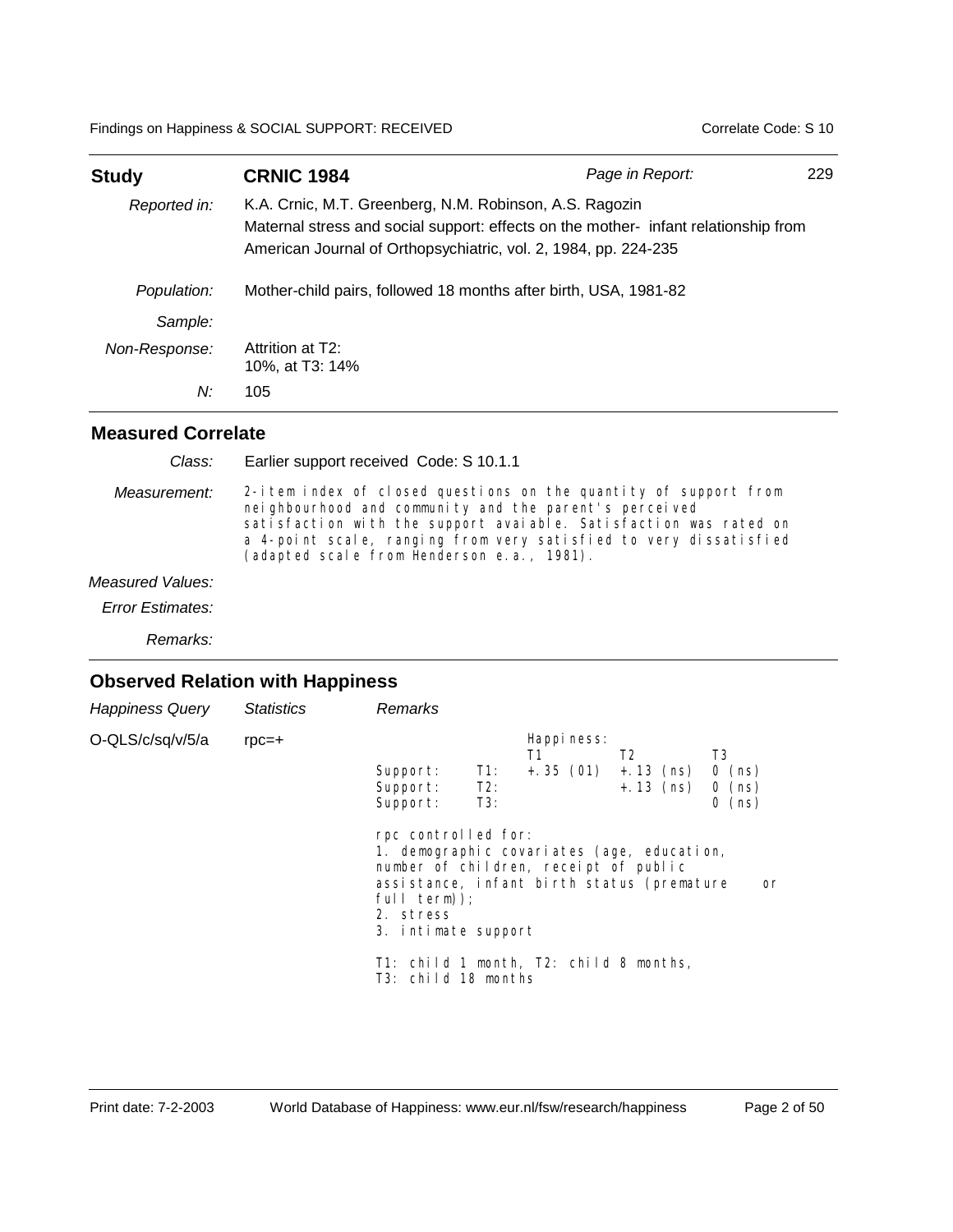| **Study** | **CRNIC 1984** | *Page in Report:* | 229 |
|---|---|---|---|
| *Reported in:* | K.A. Crnic, M.T. Greenberg, N.M. Robinson, A.S. Ragozin<br>Maternal stress and social support: effects on the mother- infant relationship from<br>American Journal of Orthopsychiatric, vol. 2, 1984, pp. 224-235 | | |
| *Population:* | Mother-child pairs, followed 18 months after birth, USA, 1981-82 | | |
| *Sample:* | | | |
| *Non-Response:* | Attrition at T2:<br>10%, at T3: 14% | | |
| *N:* | 105 | | |

## Measured Correlate

*Class:* Earlier support received Code: S 10.1.1

*Measurement:* 2-item index of closed questions on the quantity of support from neighbourhood and community and the parent's perceived satisfaction with the support avaiable. Satisfaction was rated on a 4-point scale, ranging from very satisfied to very dissatisfied (adapted scale from Henderson e.a., 1981).

*Measured Values:*

*Error Estimates:*

*Remarks:*

## Observed Relation with Happiness

| *Happiness Query* | *Statistics* | *Remarks* |
|---|---|---|
| O-QLS/c/sq/v/5/a | rpc=+ | see below |

| | | Happiness: T1 | T2 | T3 |
|---|---|---|---|---|
| Support: | T1: | +.35 (01) | +.13 (ns) | 0 (ns) |
| Support: | T2: | | +.13 (ns) | 0 (ns) |
| Support: | T3: | | | 0 (ns) |

rpc controlled for:
1. demographic covariates (age, education, number of children, receipt of public assistance, infant birth status (premature or full term));
2. stress
3. intimate support

T1: child 1 month, T2: child 8 months, T3: child 18 months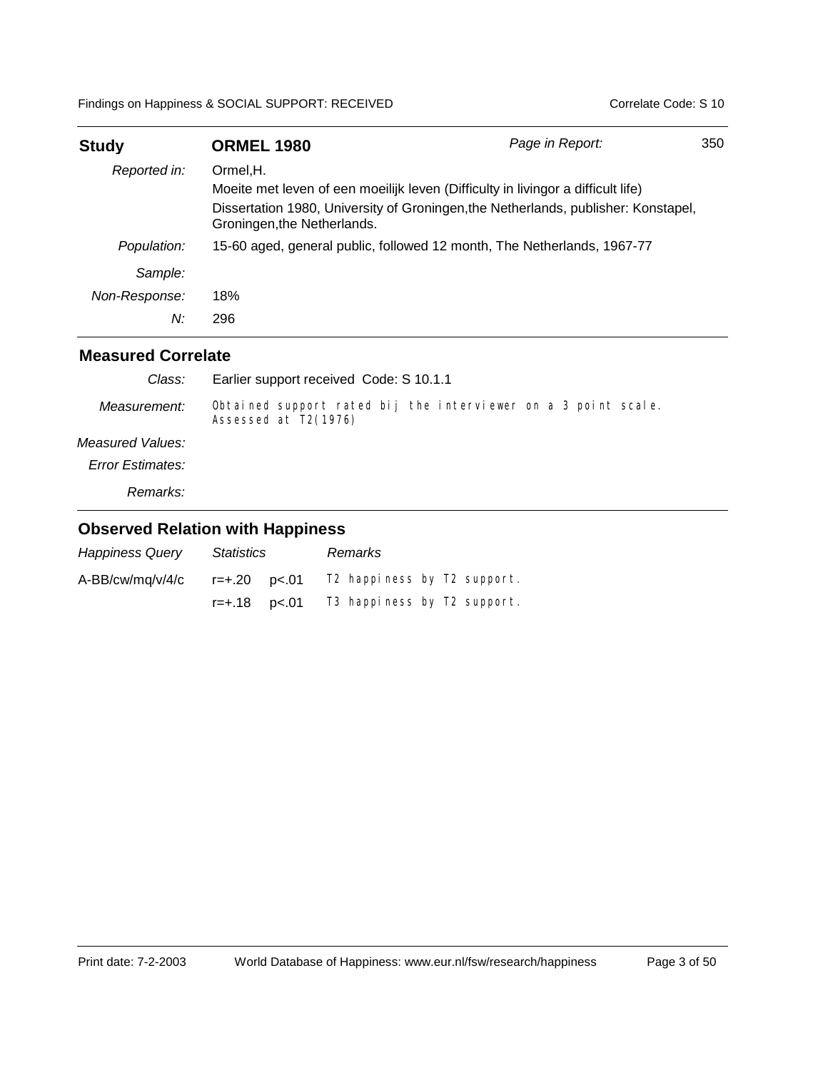| **Study** | **ORMEL 1980** | *Page in Report:* | 350 |
|---|---|---|---|
| *Reported in:* | Ormel,H.<br>Moeite met leven of een moeilijk leven (Difficulty in livingor a difficult life)<br>Dissertation 1980, University of Groningen,the Netherlands, publisher: Konstapel, Groningen,the Netherlands. | | |
| *Population:* | 15-60 aged, general public, followed 12 month, The Netherlands, 1967-77 | | |
| *Sample:* | | | |
| *Non-Response:* | 18% | | |
| *N:* | 296 | | |

## Measured Correlate

| | |
|---|---|
| *Class:* | Earlier support received Code: S 10.1.1 |
| *Measurement:* | Obtained support rated bij the interviewer on a 3 point scale. Assessed at T2(1976) |
| *Measured Values:* | |
| *Error Estimates:* | |
| *Remarks:* | |

## Observed Relation with Happiness

| *Happiness Query* | *Statistics* | | *Remarks* |
|---|---|---|---|
| A-BB/cw/mq/v/4/c | r=+.20 | p<.01 | T2 happiness by T2 support. |
| | r=+.18 | p<.01 | T3 happiness by T2 support. |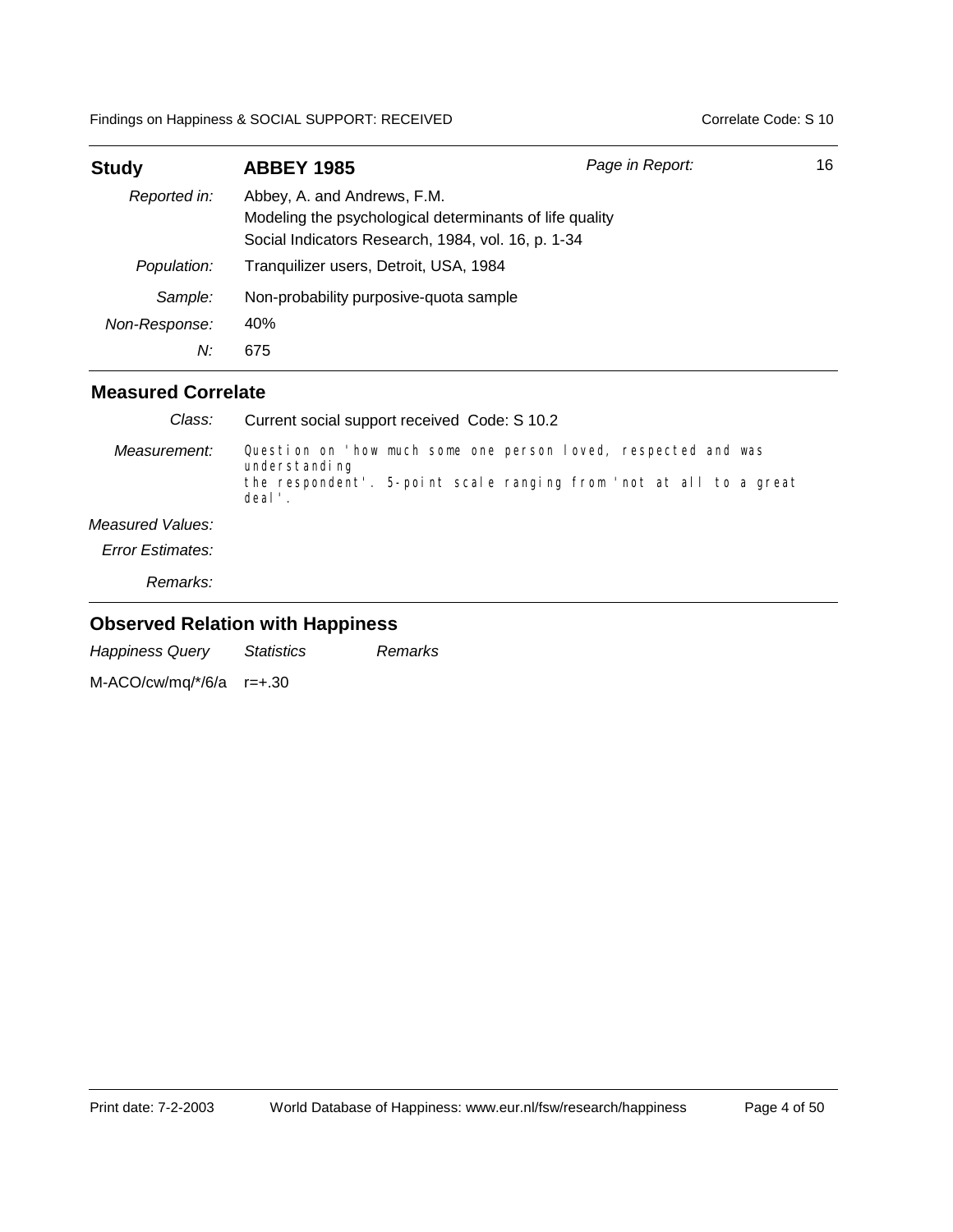| **Study** | **ABBEY 1985** | *Page in Report:* | 16 |
|---|---|---|---|
| *Reported in:* | Abbey, A. and Andrews, F.M.<br>Modeling the psychological determinants of life quality<br>Social Indicators Research, 1984, vol. 16, p. 1-34 | | |
| *Population:* | Tranquilizer users, Detroit, USA, 1984 | | |
| *Sample:* | Non-probability purposive-quota sample | | |
| *Non-Response:* | 40% | | |
| *N:* | 675 | | |

## Measured Correlate

| | |
|---|---|
| *Class:* | Current social support received Code: S 10.2 |
| *Measurement:* | Question on 'how much some one person loved, respected and was understanding the respondent'. 5-point scale ranging from 'not at all to a great deal'. |
| *Measured Values:* | |
| *Error Estimates:* | |
| *Remarks:* | |

## Observed Relation with Happiness

| *Happiness Query* | *Statistics* | *Remarks* |
|---|---|---|
| M-ACO/cw/mq/*/6/a | r=+.30 | |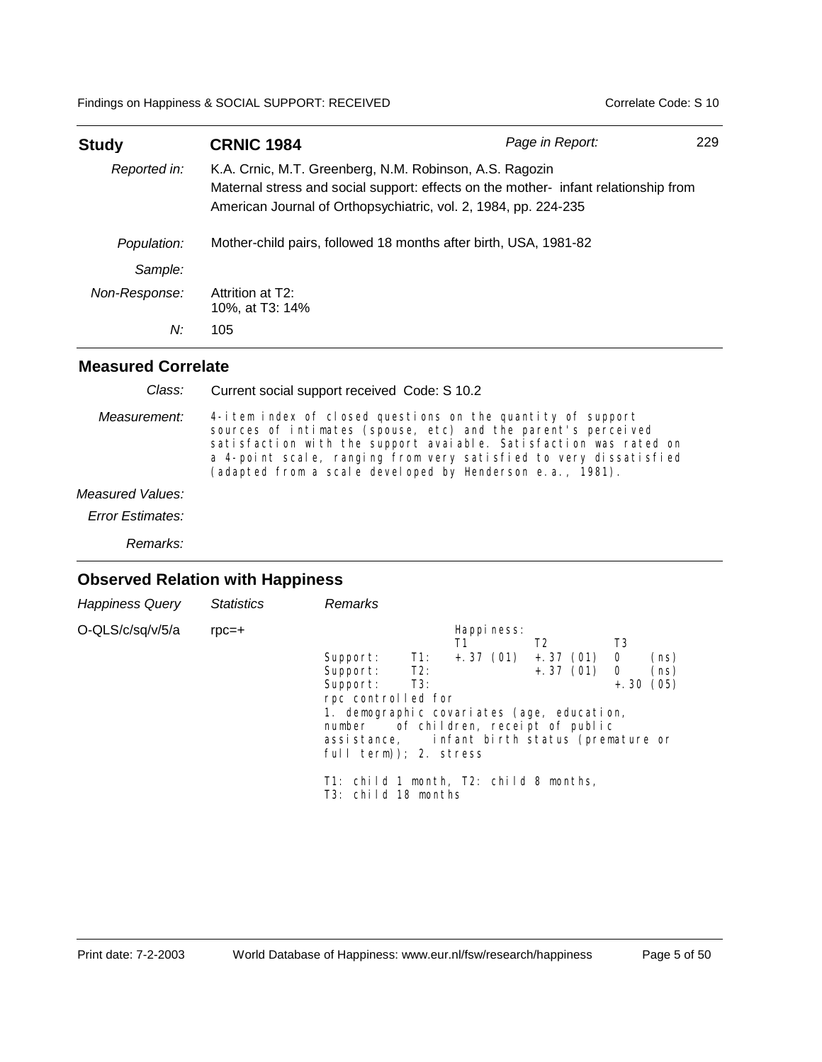Findings on Happiness & SOCIAL SUPPORT: RECEIVED — Correlate Code: S 10

| **Study** | **CRNIC 1984** | *Page in Report:* 229 |
|---|---|---|
| *Reported in:* | K.A. Crnic, M.T. Greenberg, N.M. Robinson, A.S. Ragozin<br>Maternal stress and social support: effects on the mother- infant relationship from<br>American Journal of Orthopsychiatric, vol. 2, 1984, pp. 224-235 | |
| *Population:* | Mother-child pairs, followed 18 months after birth, USA, 1981-82 | |
| *Sample:* | | |
| *Non-Response:* | Attrition at T2:<br>10%, at T3: 14% | |
| *N:* | 105 | |

## Measured Correlate

*Class:* Current social support received Code: S 10.2

*Measurement:* 4-item index of closed questions on the quantity of support sources of intimates (spouse, etc) and the parent's perceived satisfaction with the support avaiable. Satisfaction was rated on a 4-point scale, ranging from very satisfied to very dissatisfied (adapted from a scale developed by Henderson e.a., 1981).

*Measured Values:*

*Error Estimates:*

*Remarks:*

## Observed Relation with Happiness

| *Happiness Query* | *Statistics* | *Remarks* |
|---|---|---|
| O-QLS/c/sq/v/5/a | rpc=+ | see below |

| | Happiness: T1 | T2 | T3 |
|---|---|---|---|
| Support: T1: | +.37 (01) | +.37 (01) | 0 (ns) |
| Support: T2: | | +.37 (01) | 0 (ns) |
| Support: T3: | | | +.30 (05) |

rpc controlled for
1. demographic covariates (age, education, number of children, receipt of public assistance, infant birth status (premature or full term)); 2. stress

T1: child 1 month, T2: child 8 months,
T3: child 18 months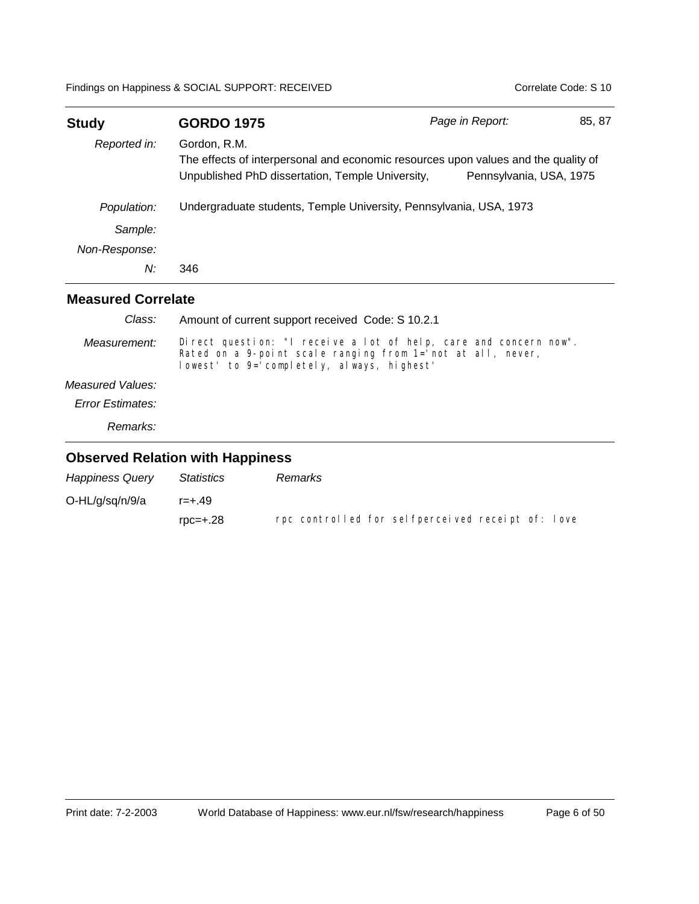| **Study** | **GORDO 1975** | *Page in Report:* | 85, 87 |
|---|---|---|---|
| *Reported in:* | Gordon, R.M.<br>The effects of interpersonal and economic resources upon values and the quality of<br>Unpublished PhD dissertation, Temple University, Pennsylvania, USA, 1975 | | |
| *Population:* | Undergraduate students, Temple University, Pennsylvania, USA, 1973 | | |
| *Sample:* | | | |
| *Non-Response:* | | | |
| *N:* | 346 | | |

## Measured Correlate

*Class:* Amount of current support received Code: S 10.2.1

*Measurement:* Direct question: "I receive a lot of help, care and concern now". Rated on a 9-point scale ranging from 1='not at all, never, lowest' to 9='completely, always, highest'

*Measured Values:*

*Error Estimates:*

*Remarks:*

## Observed Relation with Happiness

| *Happiness Query* | *Statistics* | *Remarks* |
|---|---|---|
| O-HL/g/sq/n/9/a | r=+.49 | |
| | rpc=+.28 | rpc controlled for selfperceived receipt of: love |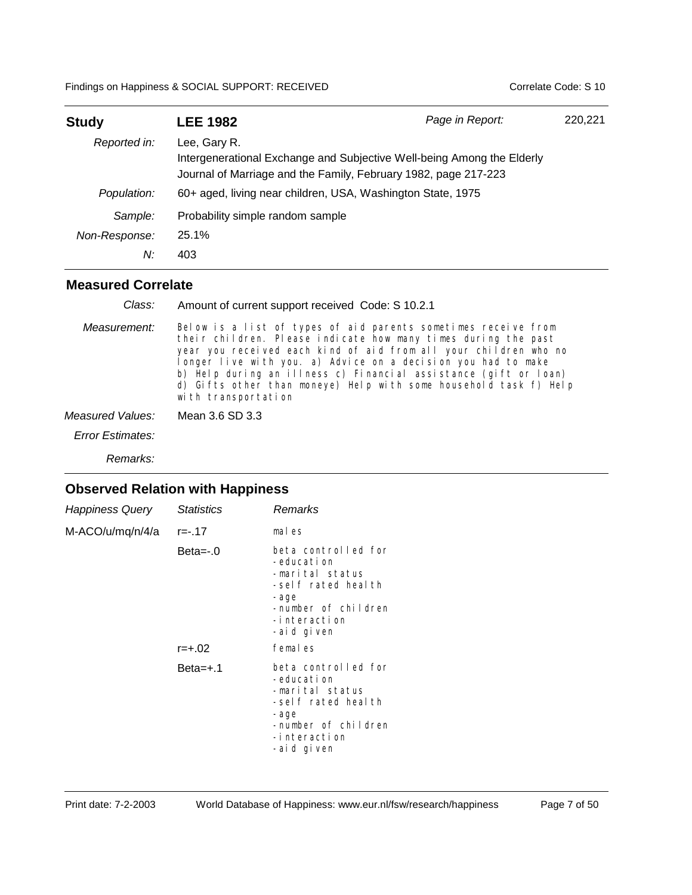| **Study** | **LEE 1982** | *Page in Report:* | 220,221 |
|---|---|---|---|
| *Reported in:* | Lee, Gary R.<br>Intergenerational Exchange and Subjective Well-being Among the Elderly<br>Journal of Marriage and the Family, February 1982, page 217-223 | | |
| *Population:* | 60+ aged, living near children, USA, Washington State, 1975 | | |
| *Sample:* | Probability simple random sample | | |
| *Non-Response:* | 25.1% | | |
| *N:* | 403 | | |

## Measured Correlate

| | |
|---|---|
| *Class:* | Amount of current support received Code: S 10.2.1 |
| *Measurement:* | Below is a list of types of aid parents sometimes receive from their children. Please indicate how many times during the past year you received each kind of aid from all your children who no longer live with you. a) Advice on a decision you had to make b) Help during an illness c) Financial assistance (gift or loan) d) Gifts other than moneye) Help with some household task f) Help with transportation |
| *Measured Values:* | Mean 3.6 SD 3.3 |
| *Error Estimates:* | |
| *Remarks:* | |

## Observed Relation with Happiness

| *Happiness Query* | *Statistics* | *Remarks* |
|---|---|---|
| M-ACO/u/mq/n/4/a | r=-.17 | males |
| | Beta=-.0 | beta controlled for<br>-education<br>-marital status<br>-self rated health<br>-age<br>-number of children<br>-interaction<br>-aid given |
| | r=+.02 | females |
| | Beta=+.1 | beta controlled for<br>-education<br>-marital status<br>-self rated health<br>-age<br>-number of children<br>-interaction<br>-aid given |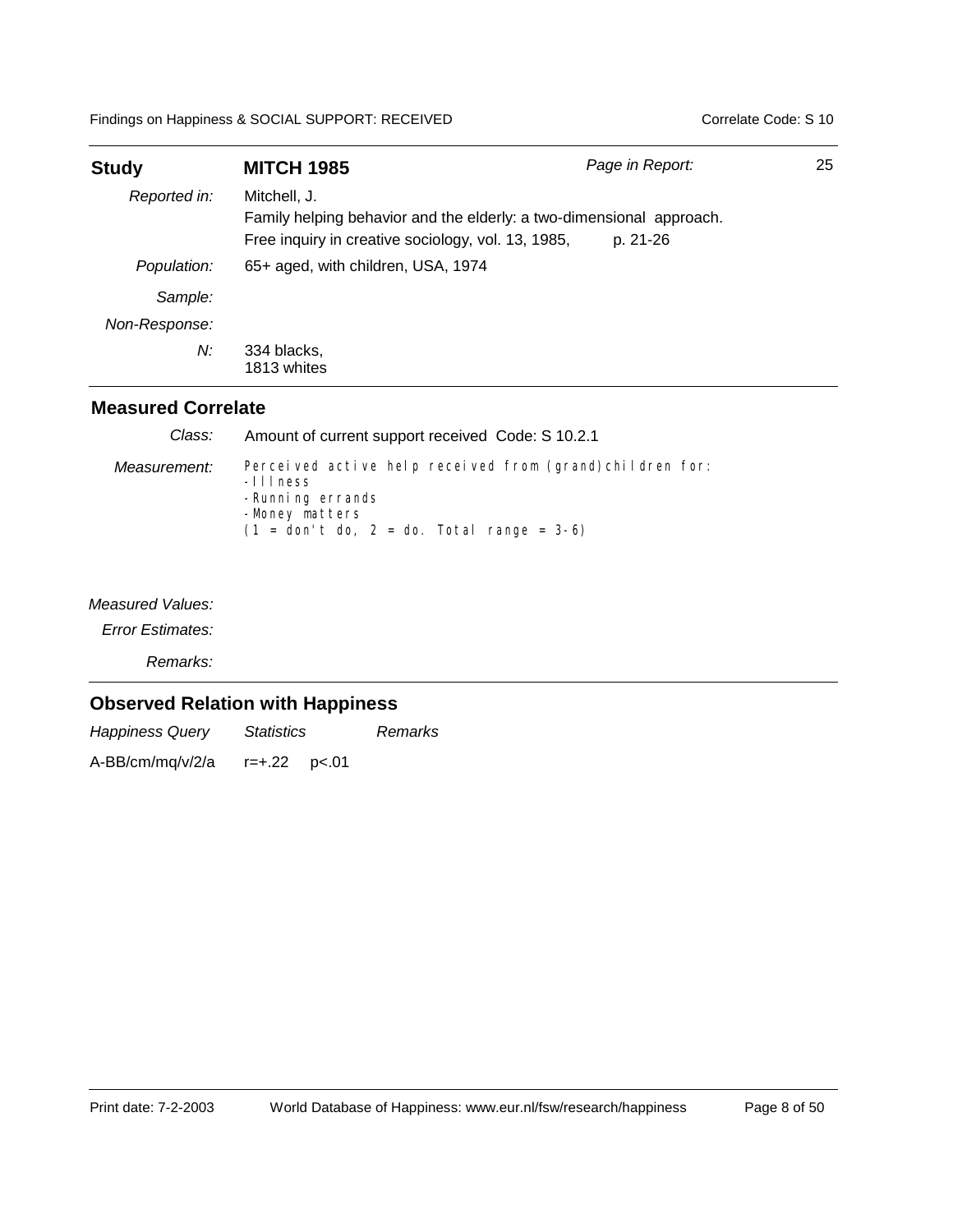| **Study** | **MITCH 1985** | *Page in Report:* | 25 |
|---|---|---|---|
| *Reported in:* | Mitchell, J.<br>Family helping behavior and the elderly: a two-dimensional approach.<br>Free inquiry in creative sociology, vol. 13, 1985, p. 21-26 | | |
| *Population:* | 65+ aged, with children, USA, 1974 | | |
| *Sample:* | | | |
| *Non-Response:* | | | |
| *N:* | 334 blacks,<br>1813 whites | | |

## Measured Correlate

*Class:* Amount of current support received Code: S 10.2.1

*Measurement:*
Perceived active help received from (grand)children for:
- Illness
- Running errands
- Money matters

(1 = don't do, 2 = do. Total range = 3-6)

*Measured Values:*

*Error Estimates:*

*Remarks:*

## Observed Relation with Happiness

| *Happiness Query* | *Statistics* | *Remarks* |
|---|---|---|
| A-BB/cm/mq/v/2/a | r=+.22 p<.01 | |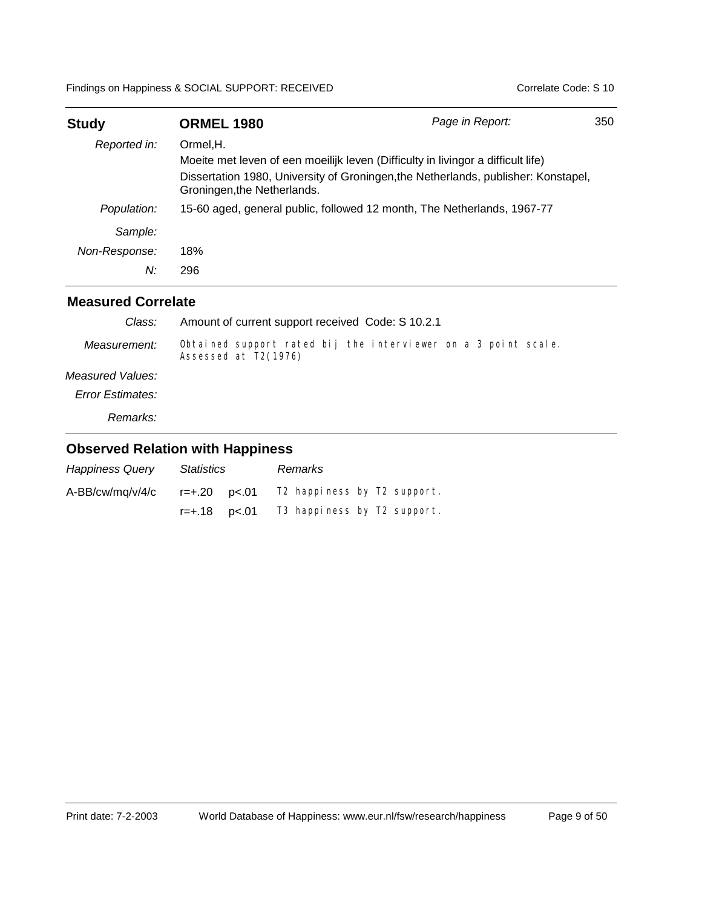| **Study** | **ORMEL 1980** | *Page in Report:* | 350 |
|---|---|---|---|
| *Reported in:* | Ormel,H.<br>Moeite met leven of een moeilijk leven (Difficulty in livingor a difficult life)<br>Dissertation 1980, University of Groningen,the Netherlands, publisher: Konstapel, Groningen,the Netherlands. | | |
| *Population:* | 15-60 aged, general public, followed 12 month, The Netherlands, 1967-77 | | |
| *Sample:* | | | |
| *Non-Response:* | 18% | | |
| *N:* | 296 | | |

## Measured Correlate

| | |
|---|---|
| *Class:* | Amount of current support received Code: S 10.2.1 |
| *Measurement:* | Obtained support rated bij the interviewer on a 3 point scale. Assessed at T2(1976) |
| *Measured Values:* | |
| *Error Estimates:* | |
| *Remarks:* | |

## Observed Relation with Happiness

| *Happiness Query* | *Statistics* | | *Remarks* |
|---|---|---|---|
| A-BB/cw/mq/v/4/c | r=+.20 | p<.01 | T2 happiness by T2 support. |
| | r=+.18 | p<.01 | T3 happiness by T2 support. |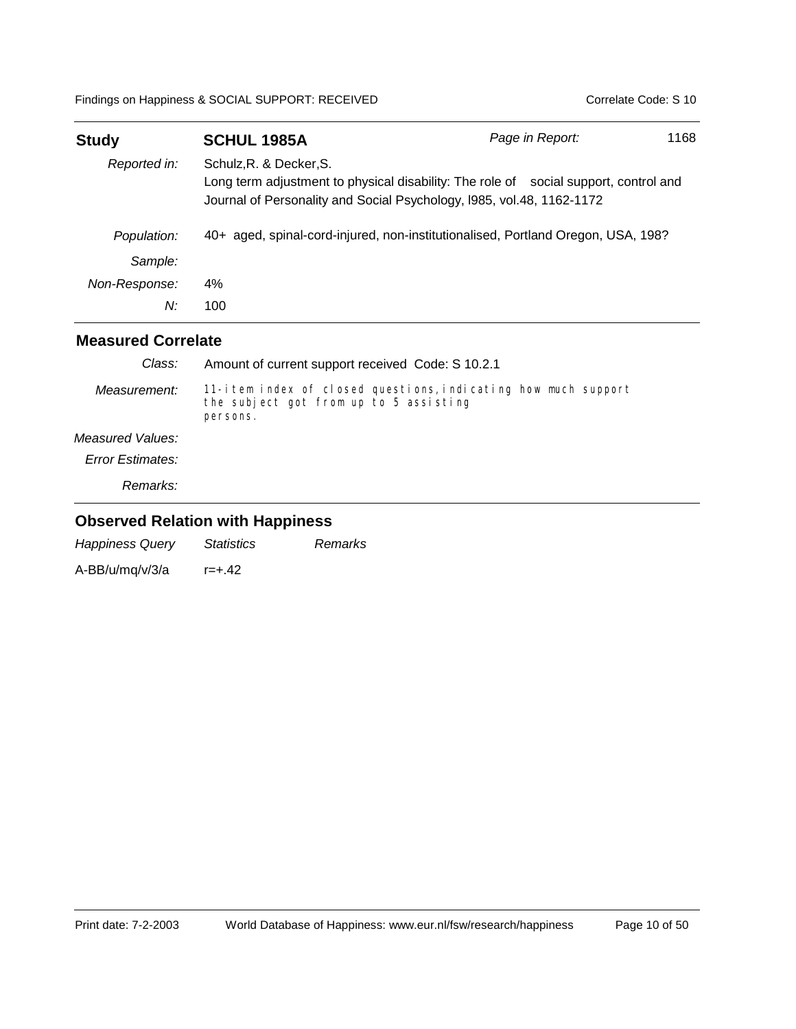| **Study** | **SCHUL 1985A** | *Page in Report:* 1168 |
|---|---|---|
| *Reported in:* | Schulz,R. & Decker,S. <br> Long term adjustment to physical disability: The role of social support, control and <br> Journal of Personality and Social Psychology, l985, vol.48, 1162-1172 | |
| *Population:* | 40+ aged, spinal-cord-injured, non-institutionalised, Portland Oregon, USA, 198? | |
| *Sample:* | | |
| *Non-Response:* | 4% | |
| *N:* | 100 | |

## Measured Correlate

| | |
|---|---|
| *Class:* | Amount of current support received Code: S 10.2.1 |
| *Measurement:* | 11-item index of closed questions,indicating how much support the subject got from up to 5 assisting persons. |
| *Measured Values:* | |
| *Error Estimates:* | |
| *Remarks:* | |

## Observed Relation with Happiness

| *Happiness Query* | *Statistics* | *Remarks* |
|---|---|---|
| A-BB/u/mq/v/3/a | r=+.42 | |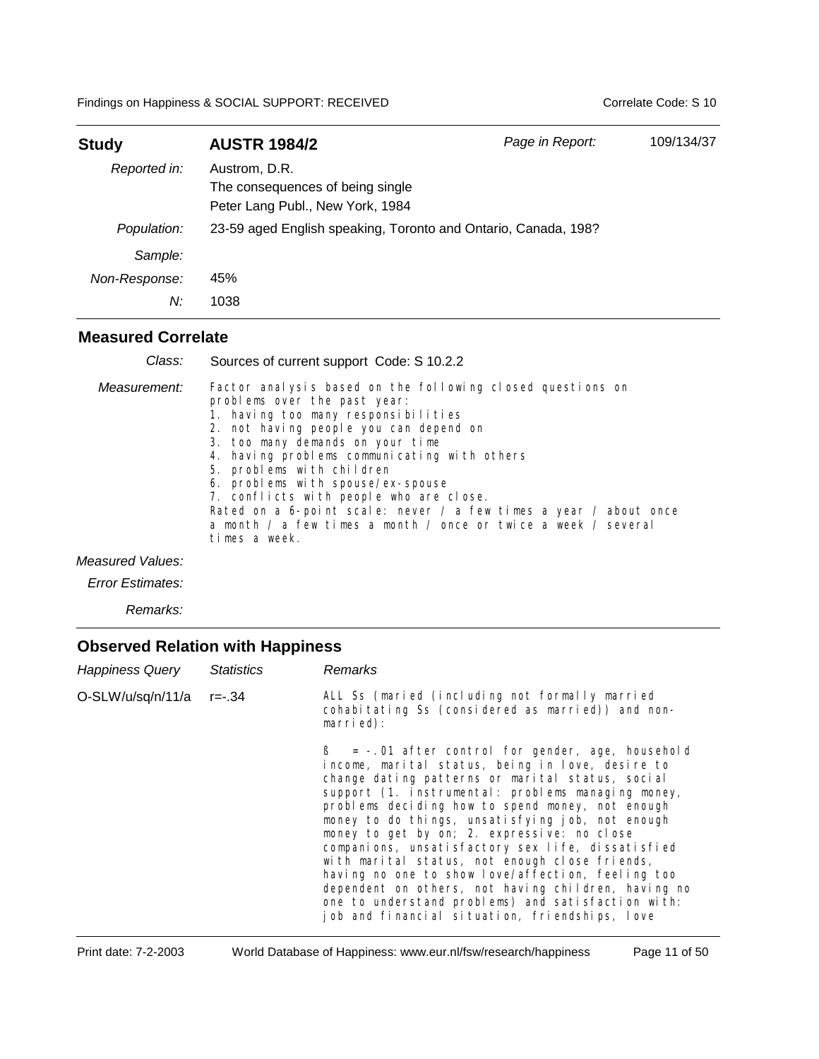| **Study** | **AUSTR 1984/2** | *Page in Report:* | 109/134/37 |
|---|---|---|---|
| *Reported in:* | Austrom, D.R.<br>The consequences of being single<br>Peter Lang Publ., New York, 1984 | | |
| *Population:* | 23-59 aged English speaking, Toronto and Ontario, Canada, 198? | | |
| *Sample:* | | | |
| *Non-Response:* | 45% | | |
| *N:* | 1038 | | |

## Measured Correlate

*Class:* Sources of current support Code: S 10.2.2

*Measurement:* Factor analysis based on the following closed questions on problems over the past year:

1. having too many responsibilities
2. not having people you can depend on
3. too many demands on your time
4. having problems communicating with others
5. problems with children
6. problems with spouse/ex-spouse
7. conflicts with people who are close.

Rated on a 6-point scale: never / a few times a year / about once a month / a few times a month / once or twice a week / several times a week.

*Measured Values:*

*Error Estimates:*

*Remarks:*

## Observed Relation with Happiness

| *Happiness Query* | *Statistics* | *Remarks* |
|---|---|---|
| O-SLW/u/sq/n/11/a | r=-.34 | ALL Ss (maried (including not formally married cohabitating Ss (considered as married)) and non-married):<br><br>ß = -.01 after control for gender, age, household income, marital status, being in love, desire to change dating patterns or marital status, social support (1. instrumental: problems managing money, problems deciding how to spend money, not enough money to do things, unsatisfying job, not enough money to get by on; 2. expressive: no close companions, unsatisfactory sex life, dissatisfied with marital status, not enough close friends, having no one to show love/affection, feeling too dependent on others, not having children, having no one to understand problems) and satisfaction with: job and financial situation, friendships, love |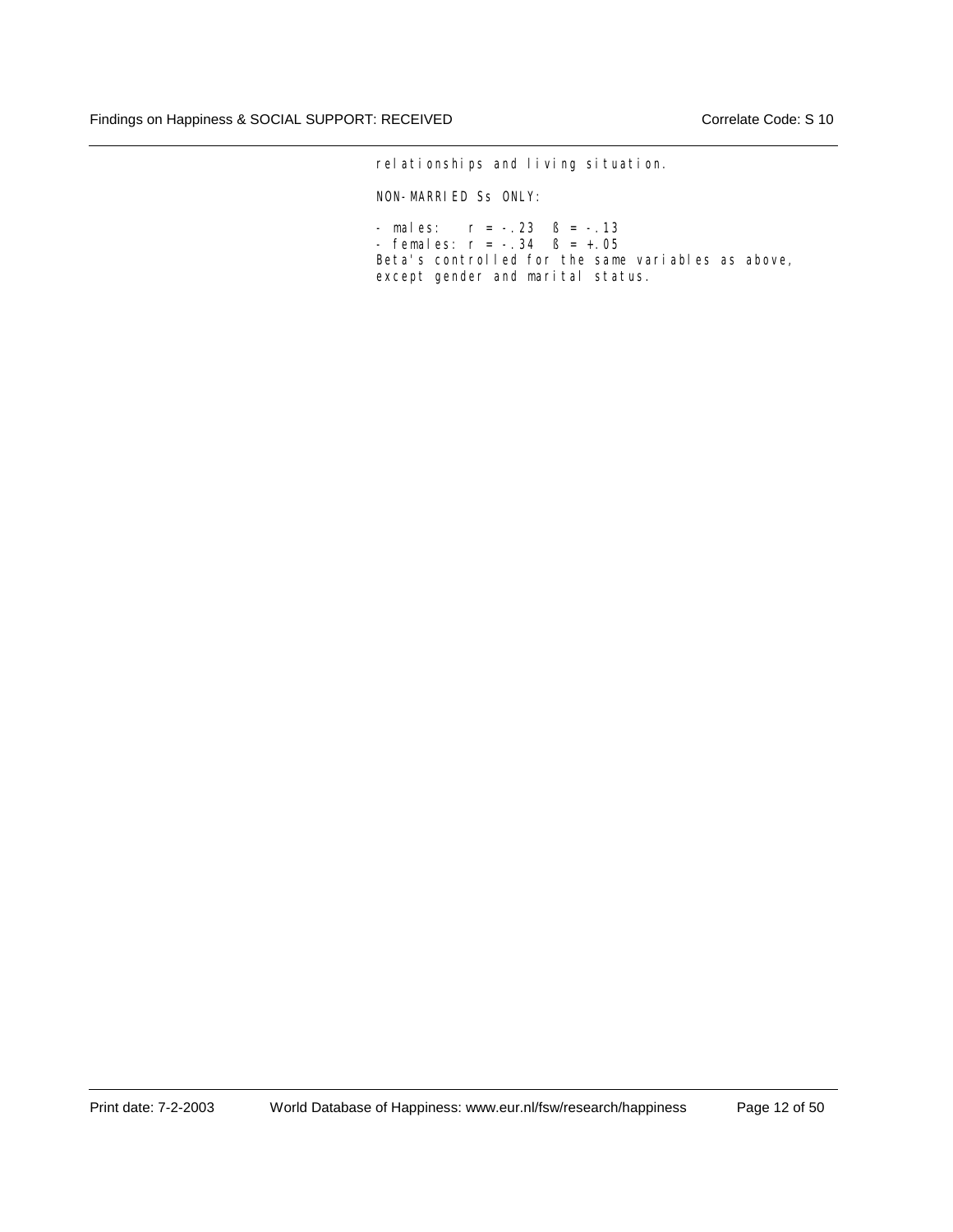relationships and living situation.

NON-MARRIED Ss ONLY:

- males: $r = -.23$ $ß = -.13$
- females: $r = -.34$ $ß = +.05$

Beta's controlled for the same variables as above, except gender and marital status.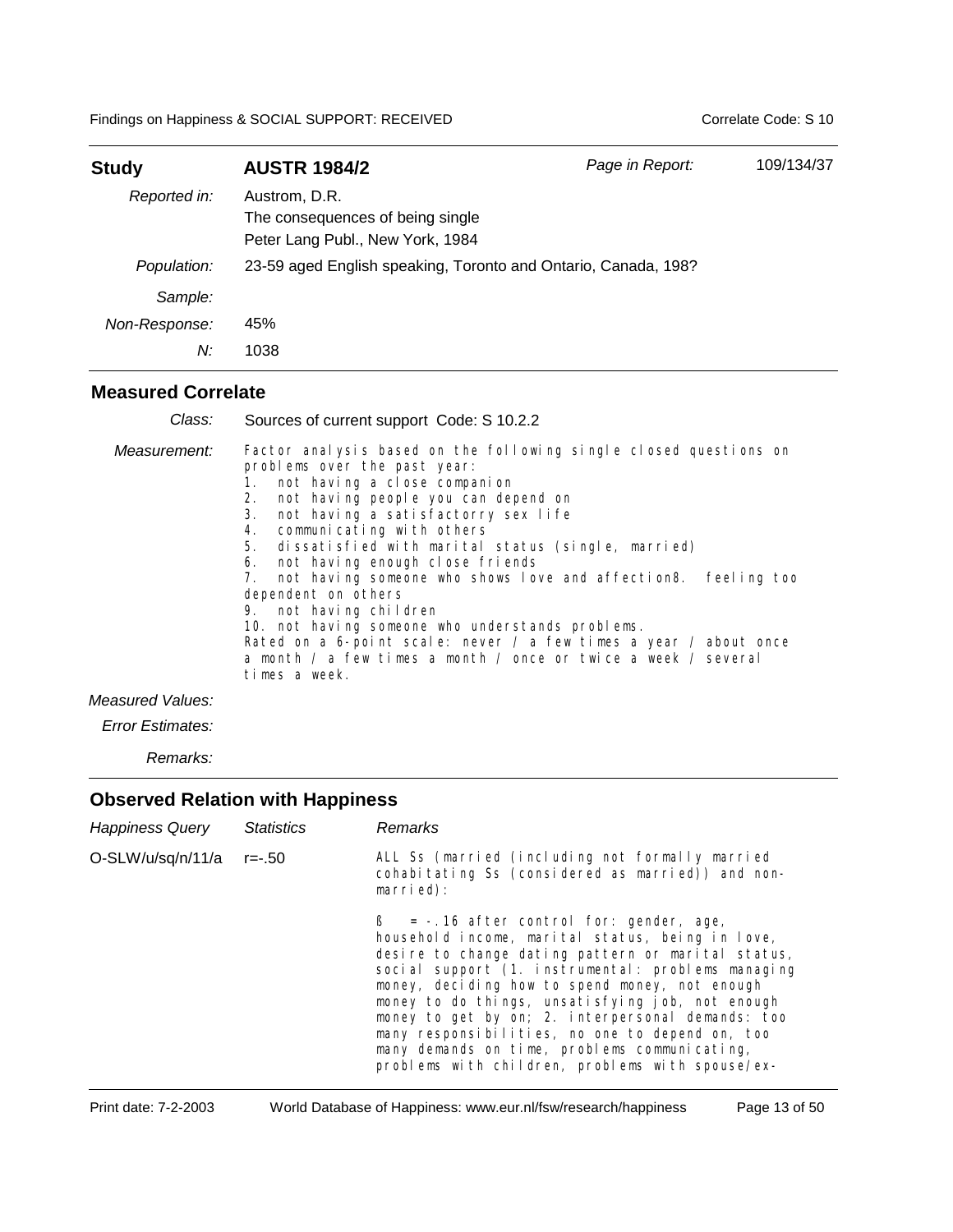| **Study** | **AUSTR 1984/2** | *Page in Report:* | 109/134/37 |
|---|---|---|---|
| *Reported in:* | Austrom, D.R. The consequences of being single Peter Lang Publ., New York, 1984 | | |
| *Population:* | 23-59 aged English speaking, Toronto and Ontario, Canada, 198? | | |
| *Sample:* | | | |
| *Non-Response:* | 45% | | |
| *N:* | 1038 | | |

## Measured Correlate

*Class:* Sources of current support Code: S 10.2.2

*Measurement:* Factor analysis based on the following single closed questions on problems over the past year:
1. not having a close companion
2. not having people you can depend on
3. not having a satisfactorry sex life
4. communicating with others
5. dissatisfied with marital status (single, married)
6. not having enough close friends
7. not having someone who shows love and affection8. feeling too dependent on others
9. not having children
10. not having someone who understands problems.

Rated on a 6-point scale: never / a few times a year / about once a month / a few times a month / once or twice a week / several times a week.

*Measured Values:*

*Error Estimates:*

*Remarks:*

## Observed Relation with Happiness

| *Happiness Query* | *Statistics* | *Remarks* |
|---|---|---|
| O-SLW/u/sq/n/11/a | r=-.50 | ALL Ss (married (including not formally married cohabitating Ss (considered as married)) and non-married):<br><br>ß = -.16 after control for: gender, age, household income, marital status, being in love, desire to change dating pattern or marital status, social support (1. instrumental: problems managing money, deciding how to spend money, not enough money to do things, unsatisfying job, not enough money to get by on; 2. interpersonal demands: too many responsibilities, no one to depend on, too many demands on time, problems communicating, problems with children, problems with spouse/ex- |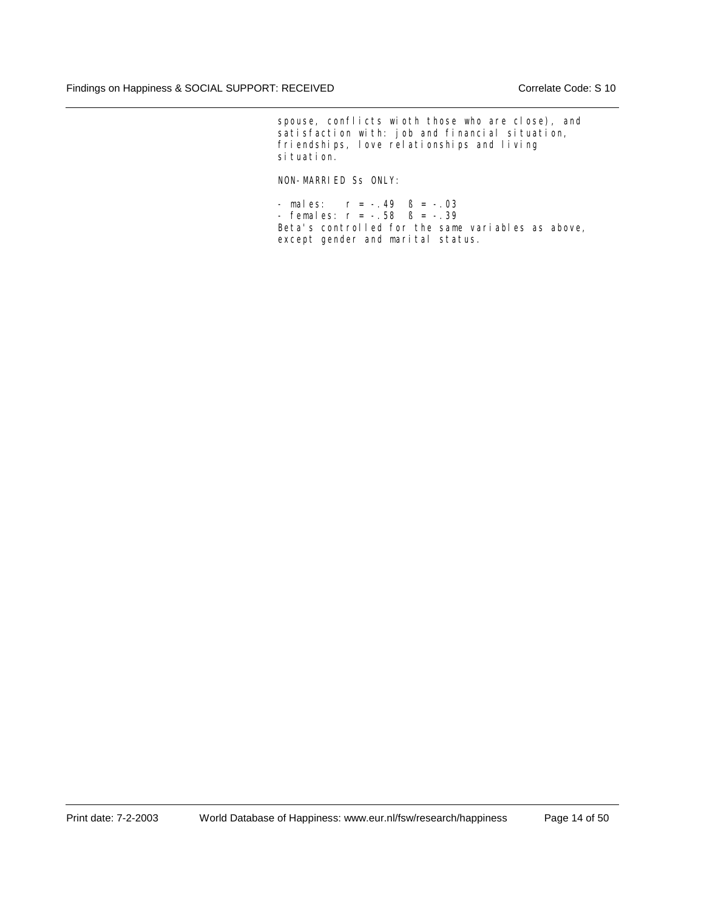spouse, conflicts wioth those who are close), and satisfaction with: job and financial situation, friendships, love relationships and living situation.

NON-MARRIED Ss ONLY:

- males: r = -.49 ß = -.03
- females: r = -.58 ß = -.39

Beta's controlled for the same variables as above, except gender and marital status.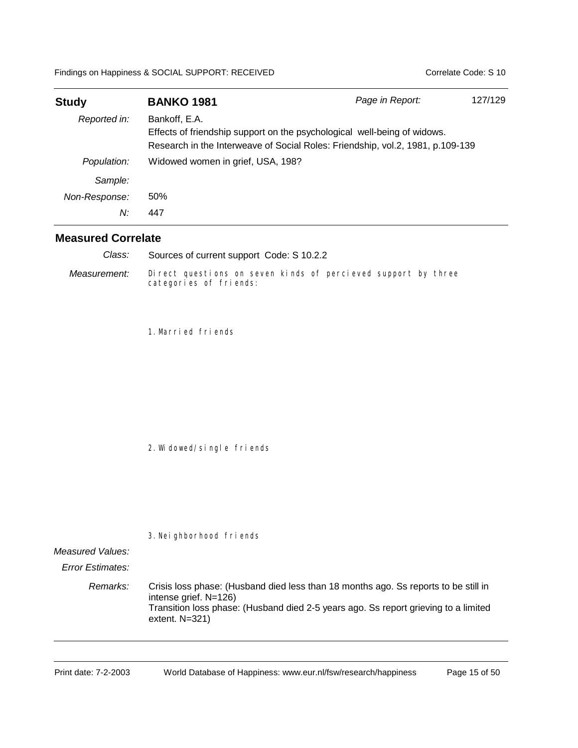| **Study** | **BANKO 1981** | *Page in Report:* 127/129 |
|---|---|---|
| *Reported in:* | Bankoff, E.A.<br>Effects of friendship support on the psychological well-being of widows.<br>Research in the Interweave of Social Roles: Friendship, vol.2, 1981, p.109-139 | |
| *Population:* | Widowed women in grief, USA, 198? | |
| *Sample:* | | |
| *Non-Response:* | 50% | |
| *N:* | 447 | |

## Measured Correlate

*Class:* Sources of current support Code: S 10.2.2

*Measurement:* Direct questions on seven kinds of percieved support by three categories of friends:

1. Married friends

2. Widowed/single friends

3. Neighborhood friends

*Measured Values:*

*Error Estimates:*

*Remarks:* Crisis loss phase: (Husband died less than 18 months ago. Ss reports to be still in intense grief. N=126)
Transition loss phase: (Husband died 2-5 years ago. Ss report grieving to a limited extent. N=321)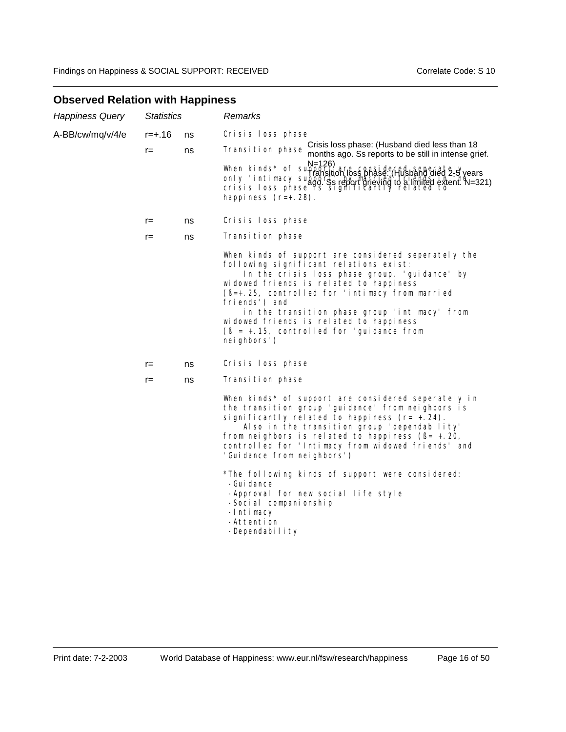## Observed Relation with Happiness

| *Happiness Query* | *Statistics* | | *Remarks* |
|---|---|---|---|
| A-BB/cw/mq/v/4/e | r=+.16 | ns | Crisis loss phase |
| | r= | ns | Transition phase<br><br>When kinds* of support are considered seperately only 'intimacy support' by married friends in the crisis loss phase is significantly related to happiness (r=+.28). |
| | r= | ns | Crisis loss phase |
| | r= | ns | Transition phase<br><br>When kinds of support are considered seperately the following significant relations exist:<br>In the crisis loss phase group, 'guidance' by widowed friends is related to happiness (ß=+.25, controlled for 'intimacy from married friends') and<br>in the transition phase group 'intimacy' from widowed friends is related to happiness (ß = +.15, controlled for 'guidance from neighbors') |
| | r= | ns | Crisis loss phase |
| | r= | ns | Transition phase<br><br>When kinds* of support are considered seperately in the transition group 'guidance' from neighbors is significantly related to happiness (r= +.24).<br>Also in the transition group 'dependability' from neighbors is related to happiness (ß= +.20, controlled for 'Intimacy from widowed friends' and 'Guidance from neighbors')<br><br>*The following kinds of support were considered:<br>-Guidance<br>-Approval for new social life style<br>-Social companionship<br>-Intimacy<br>-Attention<br>-Dependability |

Crisis loss phase: (Husband died less than 18 months ago. Ss reports to be still in intense grief. N=126)
Transition loss phase: (Husband died 2-5 years ago. Ss report grieving to a limited extent. N=321)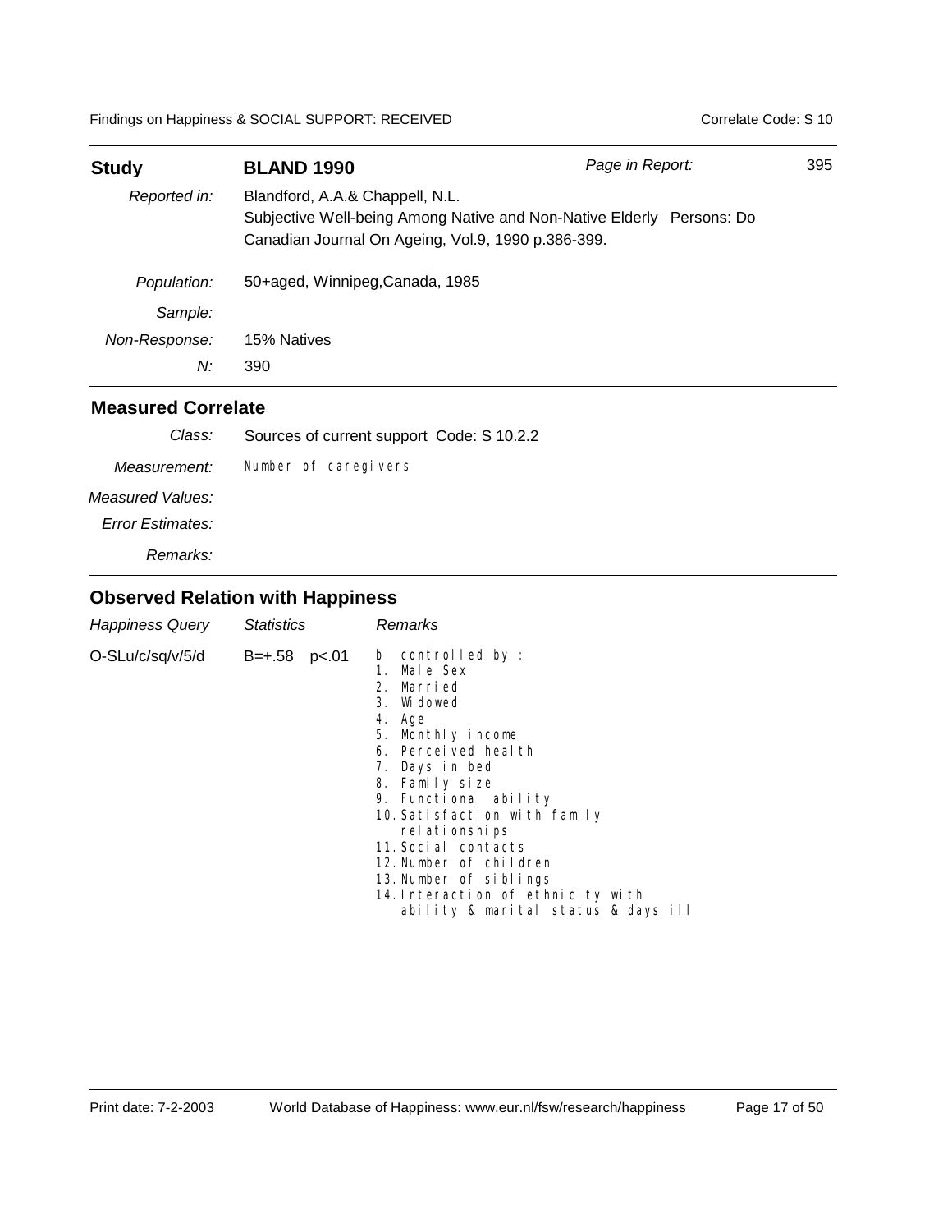## Study: BLAND 1990

*Page in Report:* 395

| | |
|---|---|
| *Reported in:* | Blandford, A.A.& Chappell, N.L. Subjective Well-being Among Native and Non-Native Elderly Persons: Do Canadian Journal On Ageing, Vol.9, 1990 p.386-399. |
| *Population:* | 50+aged, Winnipeg,Canada, 1985 |
| *Sample:* | |
| *Non-Response:* | 15% Natives |
| *N:* | 390 |

## Measured Correlate

| | |
|---|---|
| *Class:* | Sources of current support Code: S 10.2.2 |
| *Measurement:* | Number of caregivers |
| *Measured Values:* | |
| *Error Estimates:* | |
| *Remarks:* | |

## Observed Relation with Happiness

| *Happiness Query* | *Statistics* | *Remarks* |
|---|---|---|
| O-SLu/c/sq/v/5/d | B=+.58 $p<.01$ | b controlled by :<br>1. Male Sex<br>2. Married<br>3. Widowed<br>4. Age<br>5. Monthly income<br>6. Perceived health<br>7. Days in bed<br>8. Family size<br>9. Functional ability<br>10. Satisfaction with family relationships<br>11. Social contacts<br>12. Number of children<br>13. Number of siblings<br>14. Interaction of ethnicity with ability & marital status & days ill |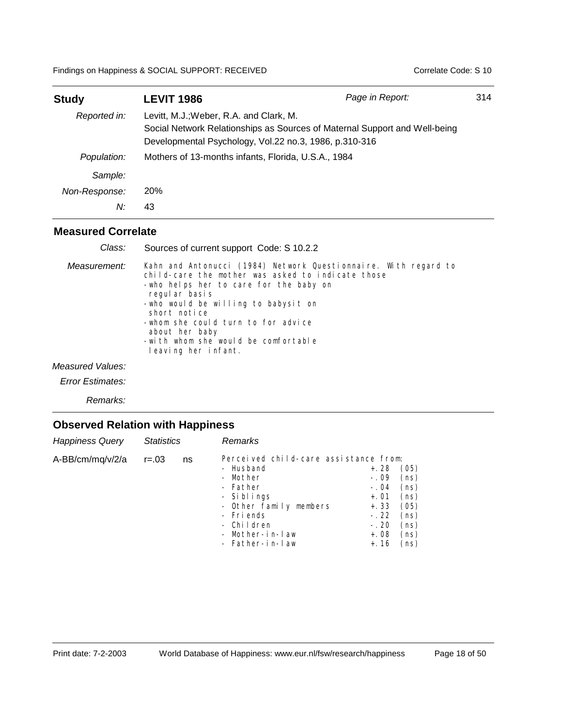| **Study** | **LEVIT 1986** | *Page in Report:* 314 |
|---|---|---|
| *Reported in:* | Levitt, M.J.;Weber, R.A. and Clark, M.<br>Social Network Relationships as Sources of Maternal Support and Well-being<br>Developmental Psychology, Vol.22 no.3, 1986, p.310-316 | |
| *Population:* | Mothers of 13-months infants, Florida, U.S.A., 1984 | |
| *Sample:* | | |
| *Non-Response:* | 20% | |
| *N:* | 43 | |

## Measured Correlate

*Class:* Sources of current support Code: S 10.2.2

*Measurement:* Kahn and Antonucci (1984) Network Questionnaire. With regard to child-care the mother was asked to indicate those
- who helps her to care for the baby on regular basis
- who would be willing to babysit on short notice
- whom she could turn to for advice about her baby
- with whom she would be comfortable leaving her infant.

*Measured Values:*

*Error Estimates:*

*Remarks:*

## Observed Relation with Happiness

| *Happiness Query* | *Statistics* | | *Remarks* |
|---|---|---|---|
| A-BB/cm/mq/v/2/a | r=.03 | ns | Perceived child-care assistance from:<br>- Husband +.28 (05)<br>- Mother -.09 (ns)<br>- Father -.04 (ns)<br>- Siblings +.01 (ns)<br>- Other family members +.33 (05)<br>- Friends -.22 (ns)<br>- Children -.20 (ns)<br>- Mother-in-law +.08 (ns)<br>- Father-in-law +.16 (ns) |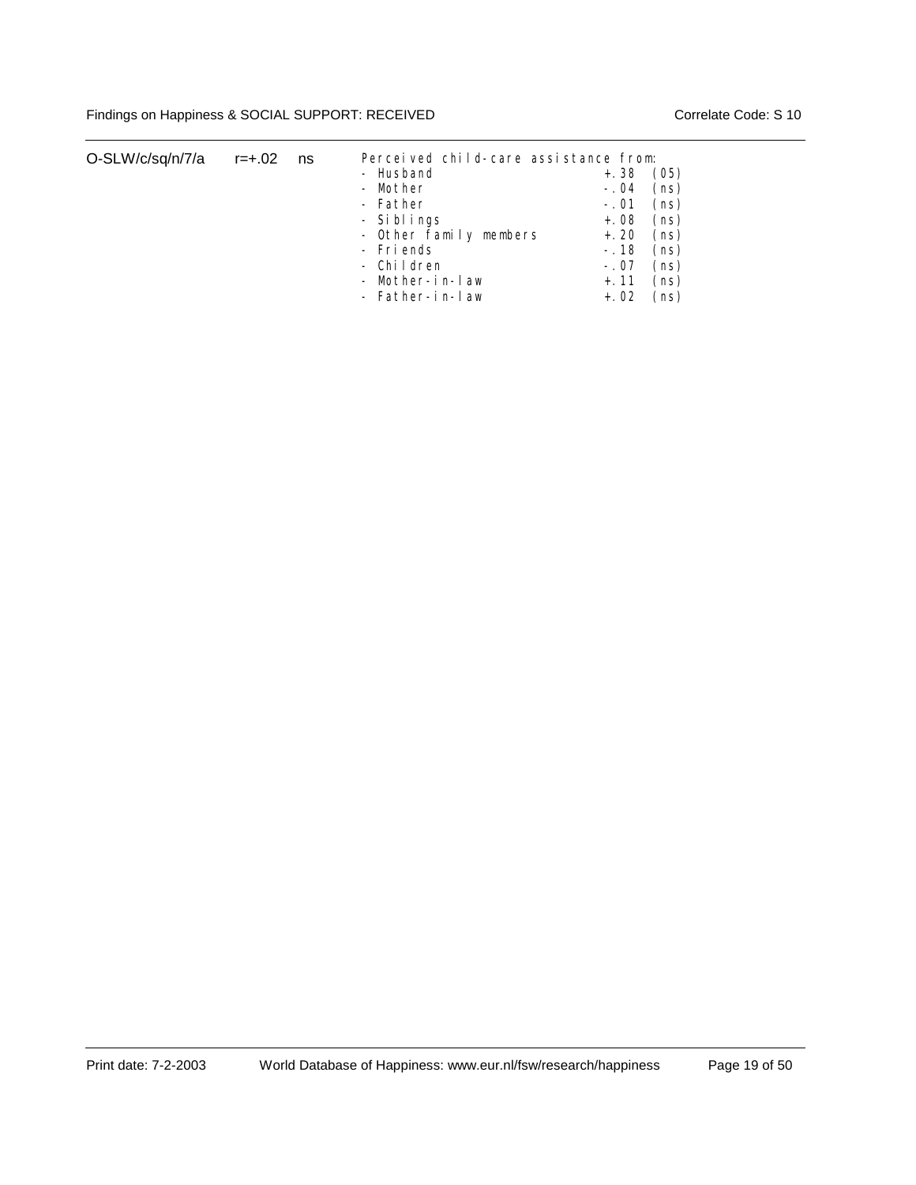| O-SLW/c/sq/n/7/a | r=+.02 | ns | Perceived child-care assistance from: | | |
|---|---|---|---|---|---|
| | | | - Husband | +.38 | (05) |
| | | | - Mother | -.04 | (ns) |
| | | | - Father | -.01 | (ns) |
| | | | - Siblings | +.08 | (ns) |
| | | | - Other family members | +.20 | (ns) |
| | | | - Friends | -.18 | (ns) |
| | | | - Children | -.07 | (ns) |
| | | | - Mother-in-law | +.11 | (ns) |
| | | | - Father-in-law | +.02 | (ns) |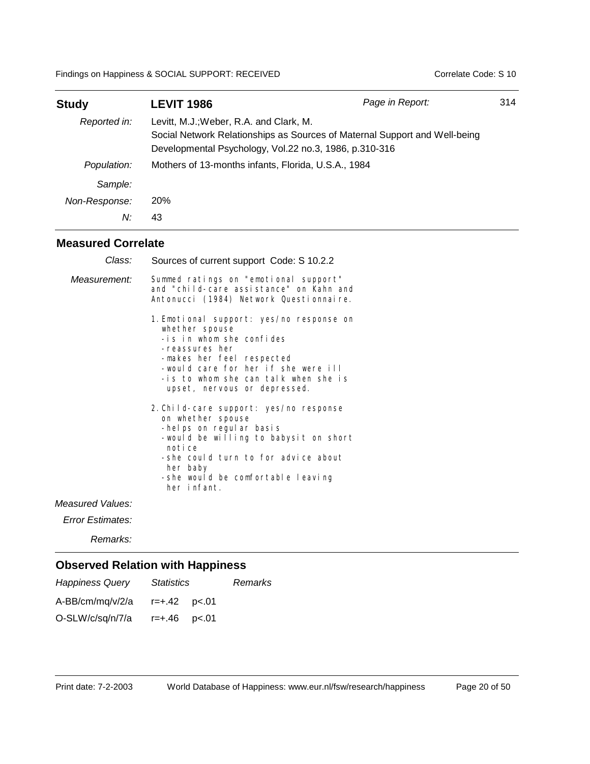## Study: LEVIT 1986

*Page in Report:* 314

| | |
|---|---|
| *Reported in:* | Levitt, M.J.;Weber, R.A. and Clark, M. Social Network Relationships as Sources of Maternal Support and Well-being Developmental Psychology, Vol.22 no.3, 1986, p.310-316 |
| *Population:* | Mothers of 13-months infants, Florida, U.S.A., 1984 |
| *Sample:* | |
| *Non-Response:* | 20% |
| *N:* | 43 |

### Measured Correlate

*Class:* Sources of current support Code: S 10.2.2

*Measurement:*

Summed ratings on "emotional support" and "child-care assistance" on Kahn and Antonucci (1984) Network Questionnaire.

1. Emotional support: yes/no response on whether spouse
   - is in whom she confides
   - reassures her
   - makes her feel respected
   - would care for her if she were ill
   - is to whom she can talk when she is upset, nervous or depressed.
2. Child-care support: yes/no response on whether spouse
   - helps on regular basis
   - would be willing to babysit on short notice
   - she could turn to for advice about her baby
   - she would be comfortable leaving her infant.

*Measured Values:*

*Error Estimates:*

*Remarks:*

### Observed Relation with Happiness

| *Happiness Query* | *Statistics* | | *Remarks* |
|---|---|---|---|
| A-BB/cm/mq/v/2/a | r=+.42 | p<.01 | |
| O-SLW/c/sq/n/7/a | r=+.46 | p<.01 | |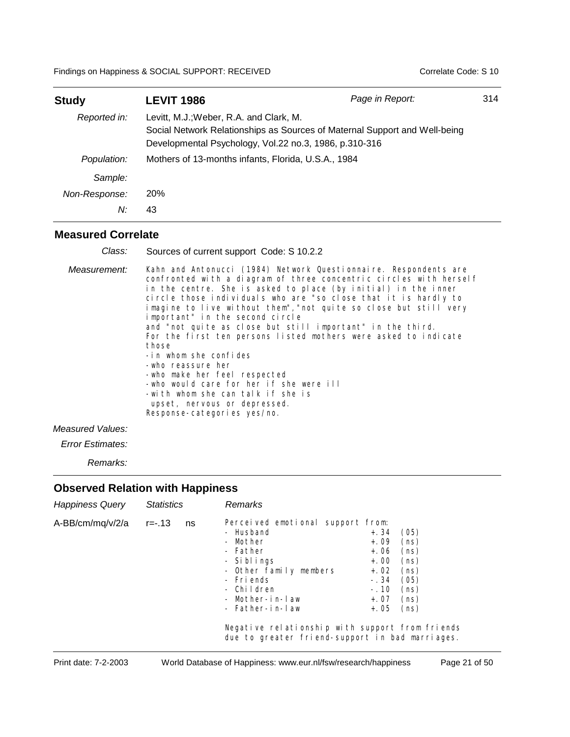| **Study** | **LEVIT 1986** | *Page in Report:* 314 |
|---|---|---|
| *Reported in:* | Levitt, M.J.;Weber, R.A. and Clark, M.<br>Social Network Relationships as Sources of Maternal Support and Well-being<br>Developmental Psychology, Vol.22 no.3, 1986, p.310-316 | |
| *Population:* | Mothers of 13-months infants, Florida, U.S.A., 1984 | |
| *Sample:* | | |
| *Non-Response:* | 20% | |
| *N:* | 43 | |

## Measured Correlate

*Class:* Sources of current support Code: S 10.2.2

*Measurement:* Kahn and Antonucci (1984) Network Questionnaire. Respondents are confronted with a diagram of three concentric circles with herself in the centre. She is asked to place (by initial) in the inner circle those individuals who are "so close that it is hardly to imagine to live without them","not quite so close but still very important" in the second circle
and "not quite as close but still important" in the third.
For the first ten persons listed mothers were asked to indicate those
-in whom she confides
-who reassure her
-who make her feel respected
-who would care for her if she were ill
-with whom she can talk if she is
 upset, nervous or depressed.
Response-categories yes/no.

*Measured Values:*

*Error Estimates:*

*Remarks:*

## Observed Relation with Happiness

| *Happiness Query* | *Statistics* | | *Remarks* |
|---|---|---|---|
| A-BB/cm/mq/v/2/a | r=-.13 | ns | Perceived emotional support from:<br>- Husband +.34 (05)<br>- Mother +.09 (ns)<br>- Father +.06 (ns)<br>- Siblings +.00 (ns)<br>- Other family members +.02 (ns)<br>- Friends -.34 (05)<br>- Children -.10 (ns)<br>- Mother-in-law +.07 (ns)<br>- Father-in-law +.05 (ns)<br><br>Negative relationship with support from friends due to greater friend-support in bad marriages. |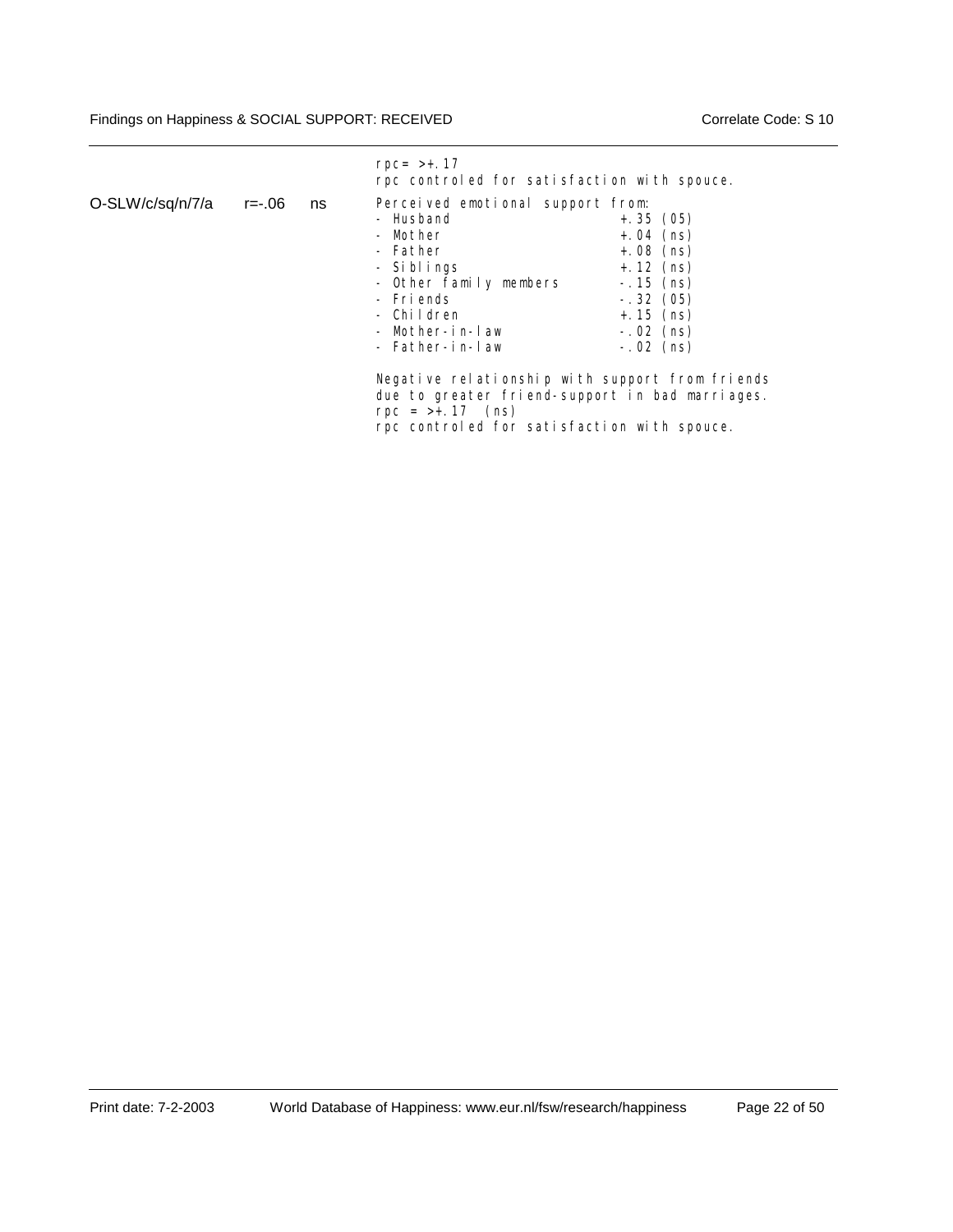| | | | |
|---|---|---|---|
| | | | rpc= >+.17<br>rpc controled for satisfaction with spouce. |
| O-SLW/c/sq/n/7/a | r=-.06 | ns | Perceived emotional support from:<br>- Husband +.35 (05)<br>- Mother +.04 (ns)<br>- Father +.08 (ns)<br>- Siblings +.12 (ns)<br>- Other family members -.15 (ns)<br>- Friends -.32 (05)<br>- Children +.15 (ns)<br>- Mother-in-law -.02 (ns)<br>- Father-in-law -.02 (ns)<br><br>Negative relationship with support from friends due to greater friend-support in bad marriages.<br>rpc = >+.17 (ns)<br>rpc controled for satisfaction with spouce. |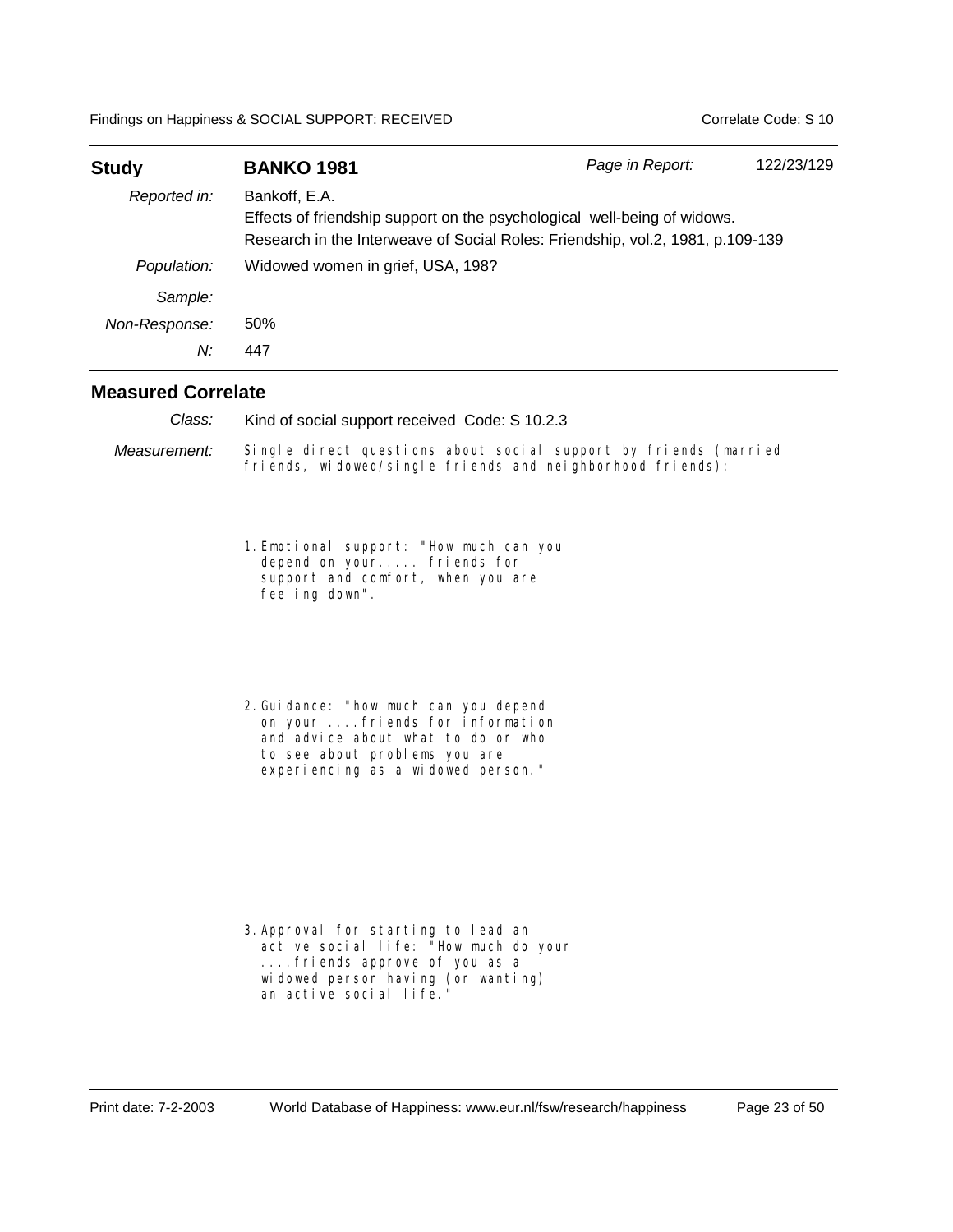| **Study** | **BANKO 1981** | *Page in Report:* | 122/23/129 |
|---|---|---|---|
| *Reported in:* | Bankoff, E.A.<br>Effects of friendship support on the psychological well-being of widows.<br>Research in the Interweave of Social Roles: Friendship, vol.2, 1981, p.109-139 | | |
| *Population:* | Widowed women in grief, USA, 198? | | |
| *Sample:* | | | |
| *Non-Response:* | 50% | | |
| *N:* | 447 | | |

## Measured Correlate

*Class:* Kind of social support received Code: S 10.2.3

*Measurement:* Single direct questions about social support by friends (married friends, widowed/single friends and neighborhood friends):

1. Emotional support: "How much can you depend on your..... friends for support and comfort, when you are feeling down".

2. Guidance: "how much can you depend on your ....friends for information and advice about what to do or who to see about problems you are experiencing as a widowed person."

3. Approval for starting to lead an active social life: "How much do your ....friends approve of you as a widowed person having (or wanting) an active social life."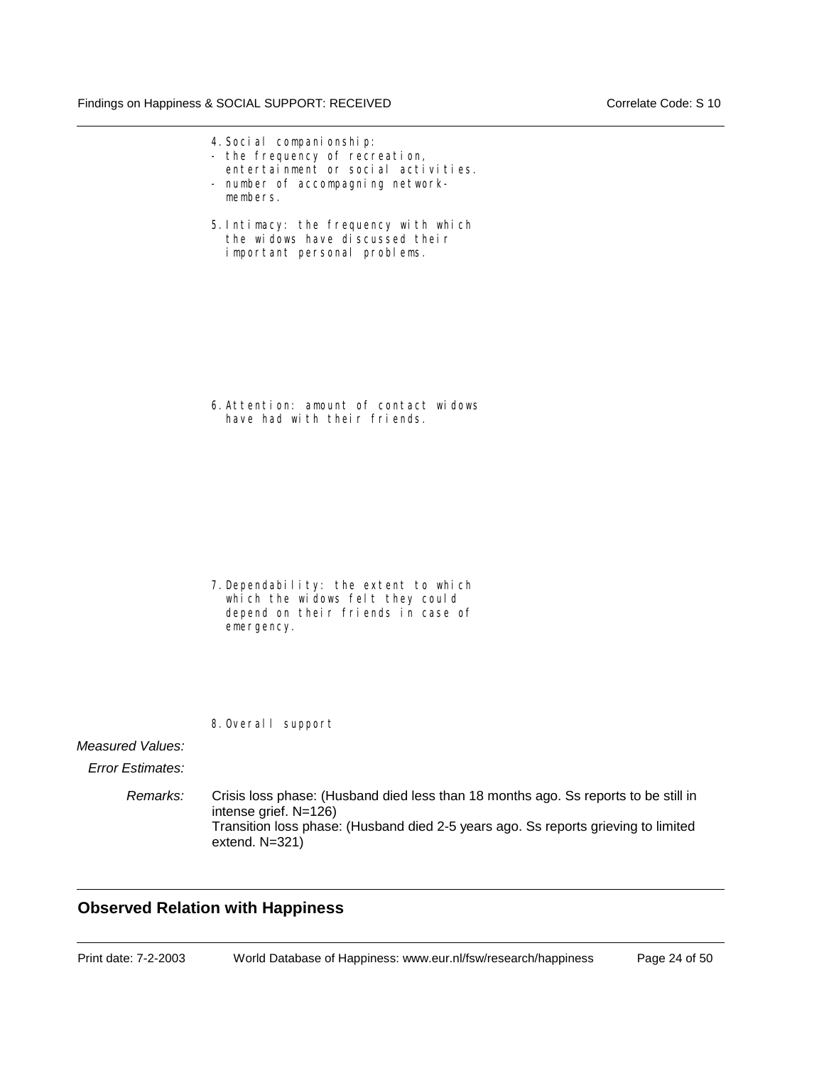4. Social companionship:
- the frequency of recreation, entertainment or social activities.
- number of accompagning network-members.

5. Intimacy: the frequency with which the widows have discussed their important personal problems.

6. Attention: amount of contact widows have had with their friends.

7. Dependability: the extent to which which the widows felt they could depend on their friends in case of emergency.

8. Overall support

*Measured Values:*

*Error Estimates:*

*Remarks:* Crisis loss phase: (Husband died less than 18 months ago. Ss reports to be still in intense grief. N=126)
Transition loss phase: (Husband died 2-5 years ago. Ss reports grieving to limited extend. N=321)

## Observed Relation with Happiness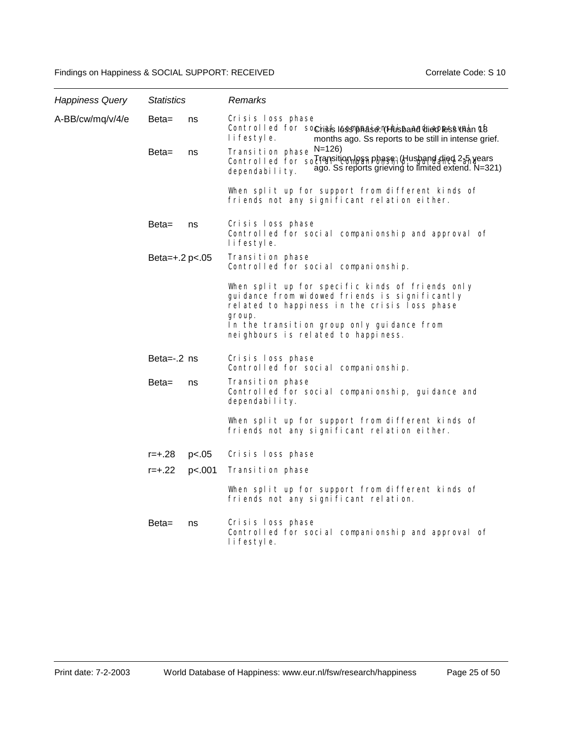| Happiness Query | Statistics | Remarks |
|---|---|---|
| A-BB/cw/mq/v/4/e | Beta= ns | Crisis loss phase<br>Controlled for social companionship and approval of lifestyle.<br>Crisis loss phase: (Husband died less than 18 months ago. Ss reports to be still in intense grief. N=126) |
| | Beta= ns | Transition phase<br>Controlled for social companionship, guidance and dependability.<br>Transition loss phase: (Husband died 2-5 years ago. Ss reports grieving to limited extend. N=321)<br><br>When split up for support from different kinds of friends not any significant relation either. |
| | Beta= ns | Crisis loss phase<br>Controlled for social companionship and approval of lifestyle. |
| | Beta=+.2 p<.05 | Transition phase<br>Controlled for social companionship.<br><br>When split up for specific kinds of friends only guidance from widowed friends is significantly related to happiness in the crisis loss phase group.<br>In the transition group only guidance from neighbours is related to happiness. |
| | Beta=-.2 ns | Crisis loss phase<br>Controlled for social companionship. |
| | Beta= ns | Transition phase<br>Controlled for social companionship, guidance and dependability.<br><br>When split up for support from different kinds of friends not any significant relation either. |
| | r=+.28 p<.05 | Crisis loss phase |
| | r=+.22 p<.001 | Transition phase<br><br>When split up for support from different kinds of friends not any significant relation. |
| | Beta= ns | Crisis loss phase<br>Controlled for social companionship and approval of lifestyle. |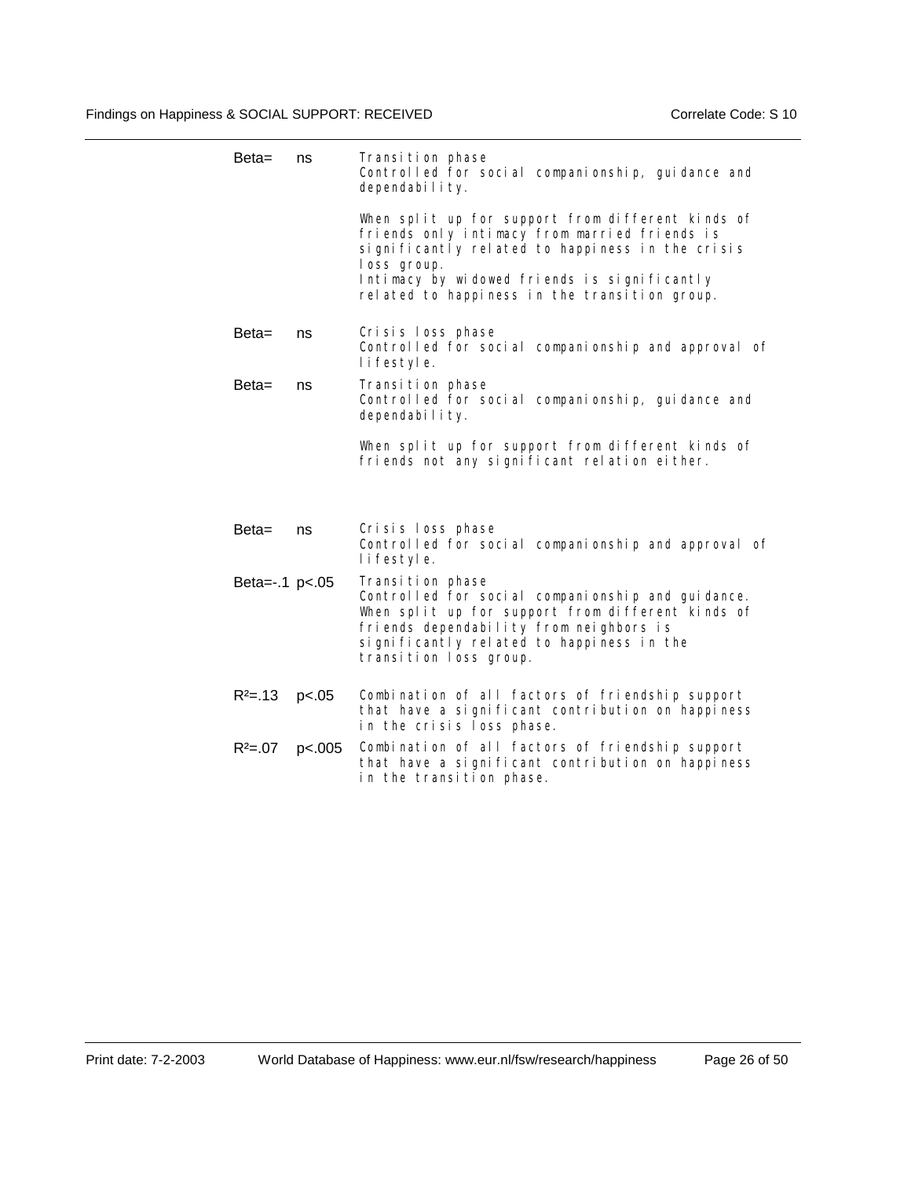| | | |
|---|---|---|
| Beta= | ns | Transition phase<br>Controlled for social companionship, guidance and dependability.<br><br>When split up for support from different kinds of friends only intimacy from married friends is significantly related to happiness in the crisis loss group.<br>Intimacy by widowed friends is significantly related to happiness in the transition group. |
| Beta= | ns | Crisis loss phase<br>Controlled for social companionship and approval of lifestyle. |
| Beta= | ns | Transition phase<br>Controlled for social companionship, guidance and dependability.<br><br>When split up for support from different kinds of friends not any significant relation either. |
| Beta= | ns | Crisis loss phase<br>Controlled for social companionship and approval of lifestyle. |
| Beta=-.1 | $p<.05$ | Transition phase<br>Controlled for social companionship and guidance.<br>When split up for support from different kinds of friends dependability from neighbors is significantly related to happiness in the transition loss group. |
| $R^2$=.13 | $p<.05$ | Combination of all factors of friendship support that have a significant contribution on happiness in the crisis loss phase. |
| $R^2$=.07 | $p<.005$ | Combination of all factors of friendship support that have a significant contribution on happiness in the transition phase. |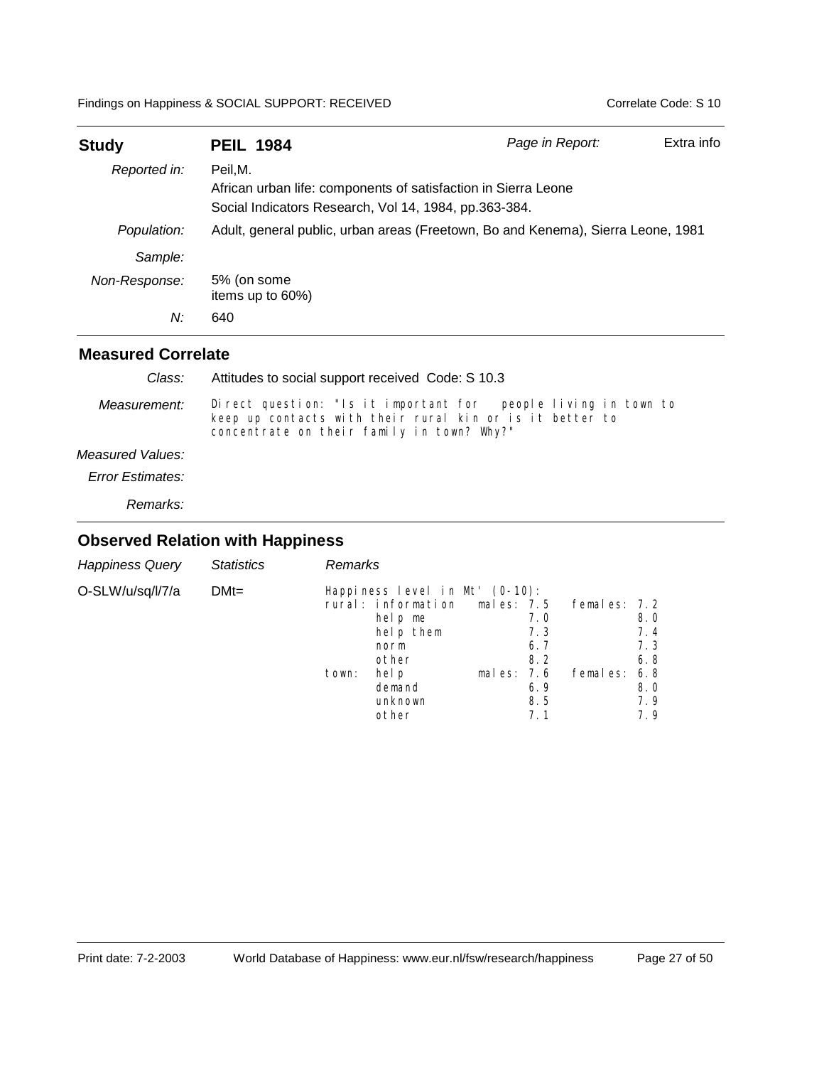| **Study** | **PEIL 1984** | *Page in Report:* | Extra info |
|---|---|---|---|
| *Reported in:* | Peil,M.<br>African urban life: components of satisfaction in Sierra Leone<br>Social Indicators Research, Vol 14, 1984, pp.363-384. | | |
| *Population:* | Adult, general public, urban areas (Freetown, Bo and Kenema), Sierra Leone, 1981 | | |
| *Sample:* | | | |
| *Non-Response:* | 5% (on some items up to 60%) | | |
| *N:* | 640 | | |

## Measured Correlate

| | |
|---|---|
| *Class:* | Attitudes to social support received Code: S 10.3 |
| *Measurement:* | Direct question: "Is it important for people living in town to keep up contacts with their rural kin or is it better to concentrate on their family in town? Why?" |
| *Measured Values:* | |
| *Error Estimates:* | |
| *Remarks:* | |

## Observed Relation with Happiness

| *Happiness Query* | *Statistics* | *Remarks* |
|---|---|---|
| O-SLW/u/sq/l/7/a | DMt= | Happiness level in Mt' (0-10): |

| | | males | females |
|---|---|---|---|
| rural: | information | 7.5 | 7.2 |
| | help me | 7.0 | 8.0 |
| | help them | 7.3 | 7.4 |
| | norm | 6.7 | 7.3 |
| | other | 8.2 | 6.8 |
| town: | help | 7.6 | 6.8 |
| | demand | 6.9 | 8.0 |
| | unknown | 8.5 | 7.9 |
| | other | 7.1 | 7.9 |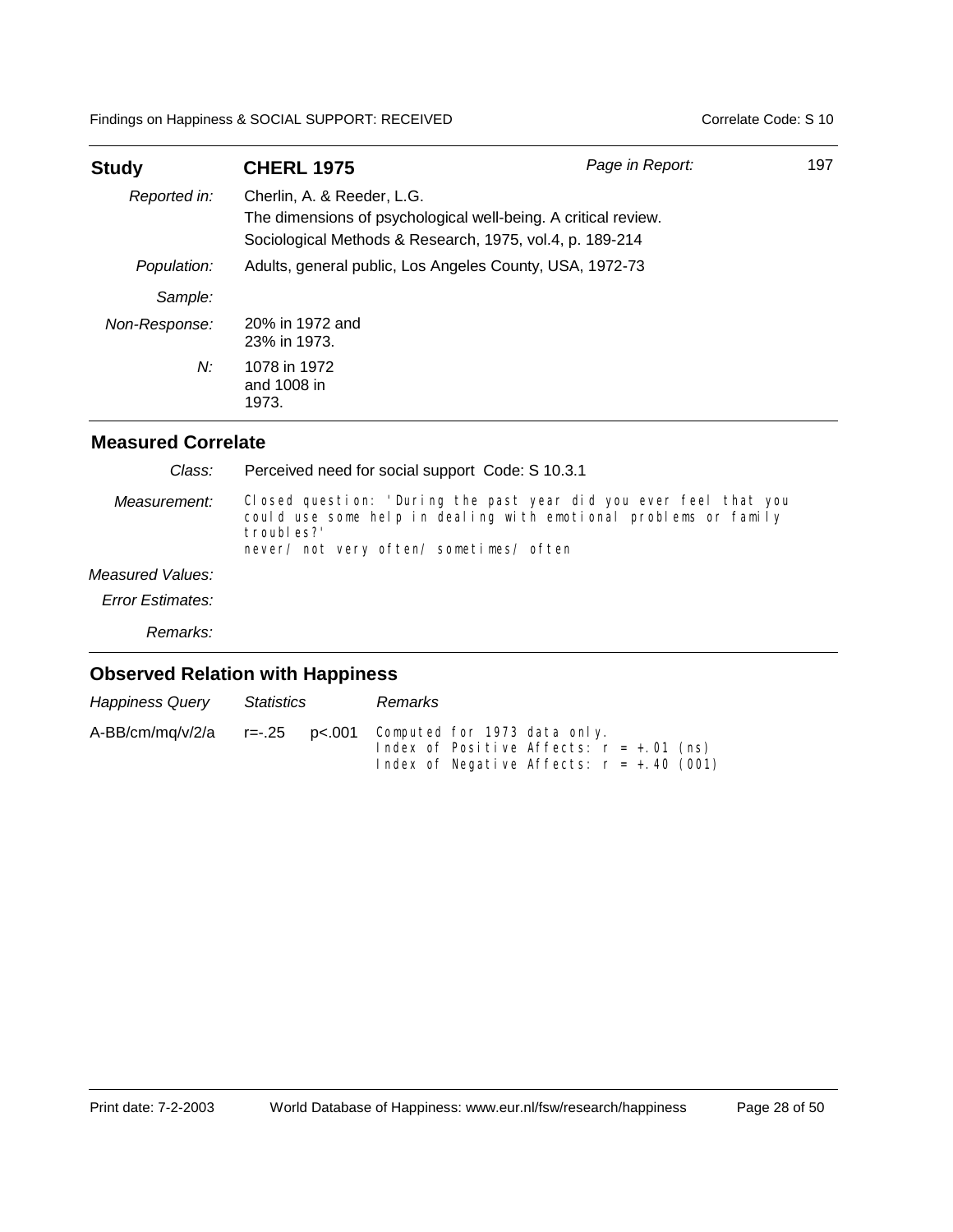| **Study** | **CHERL 1975** | *Page in Report:* | 197 |
|---|---|---|---|
| *Reported in:* | Cherlin, A. & Reeder, L.G.<br>The dimensions of psychological well-being. A critical review.<br>Sociological Methods & Research, 1975, vol.4, p. 189-214 | | |
| *Population:* | Adults, general public, Los Angeles County, USA, 1972-73 | | |
| *Sample:* | | | |
| *Non-Response:* | 20% in 1972 and 23% in 1973. | | |
| *N:* | 1078 in 1972 and 1008 in 1973. | | |

## Measured Correlate

| | |
|---|---|
| *Class:* | Perceived need for social support Code: S 10.3.1 |
| *Measurement:* | Closed question: 'During the past year did you ever feel that you could use some help in dealing with emotional problems or family troubles?'<br>never/ not very often/ sometimes/ often |
| *Measured Values:* | |
| *Error Estimates:* | |
| *Remarks:* | |

## Observed Relation with Happiness

| *Happiness Query* | *Statistics* | | *Remarks* |
|---|---|---|---|
| A-BB/cm/mq/v/2/a | r=-.25 | p<.001 | Computed for 1973 data only.<br>Index of Positive Affects: r = +.01 (ns)<br>Index of Negative Affects: r = +.40 (001) |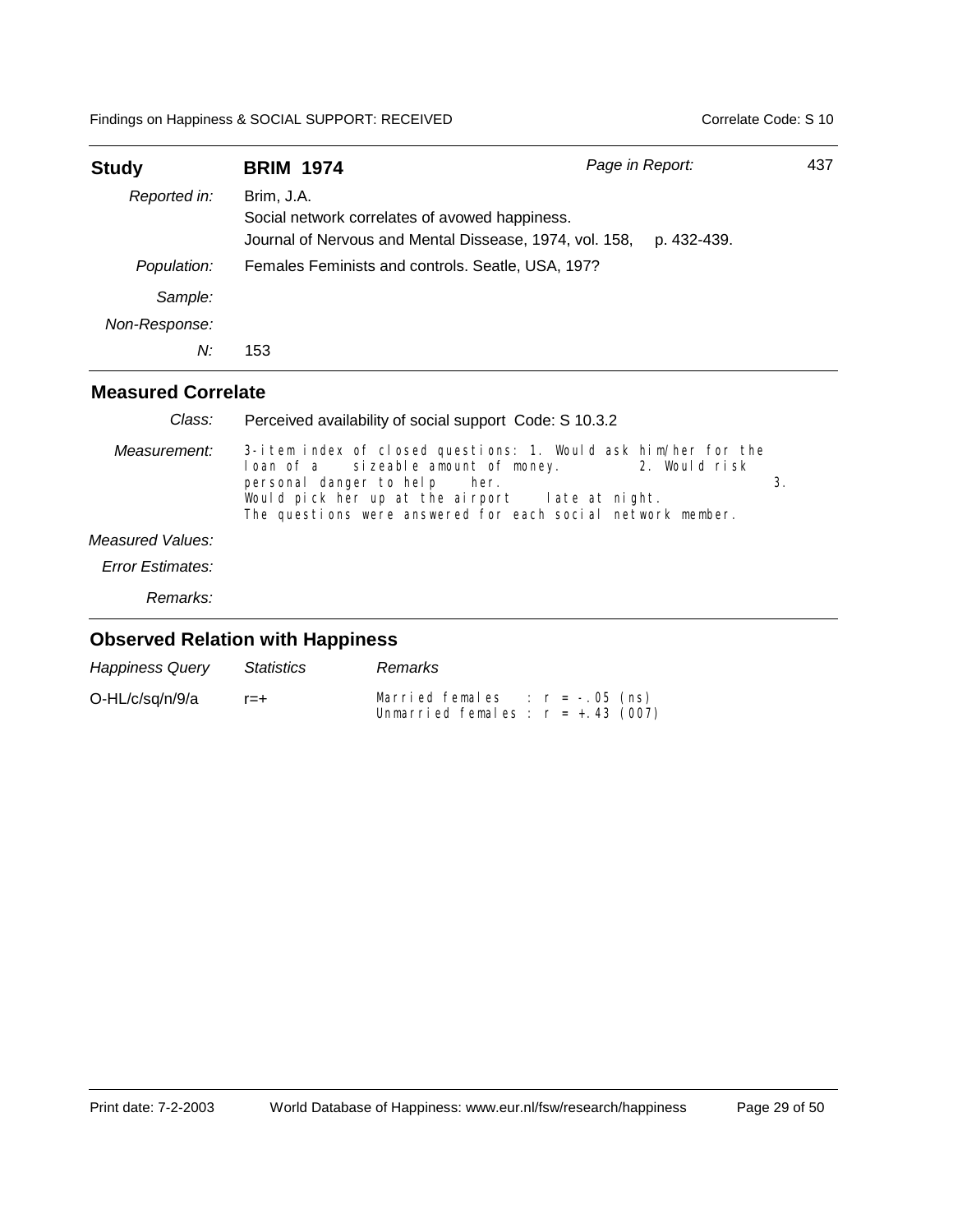| **Study** | **BRIM 1974** | *Page in Report:* | 437 |
|---|---|---|---|
| *Reported in:* | Brim, J.A.<br>Social network correlates of avowed happiness.<br>Journal of Nervous and Mental Dissease, 1974, vol. 158, p. 432-439. | | |
| *Population:* | Females Feminists and controls. Seatle, USA, 197? | | |
| *Sample:* | | | |
| *Non-Response:* | | | |
| *N:* | 153 | | |

## Measured Correlate

| | |
|---|---|
| *Class:* | Perceived availability of social support Code: S 10.3.2 |
| *Measurement:* | 3-item index of closed questions: 1. Would ask him/her for the loan of a sizeable amount of money. 2. Would risk personal danger to help her. 3. Would pick her up at the airport late at night.<br>The questions were answered for each social network member. |
| *Measured Values:* | |
| *Error Estimates:* | |
| *Remarks:* | |

## Observed Relation with Happiness

| *Happiness Query* | *Statistics* | *Remarks* |
|---|---|---|
| O-HL/c/sq/n/9/a | r=+ | Married females : r = -.05 (ns)<br>Unmarried females : r = +.43 (007) |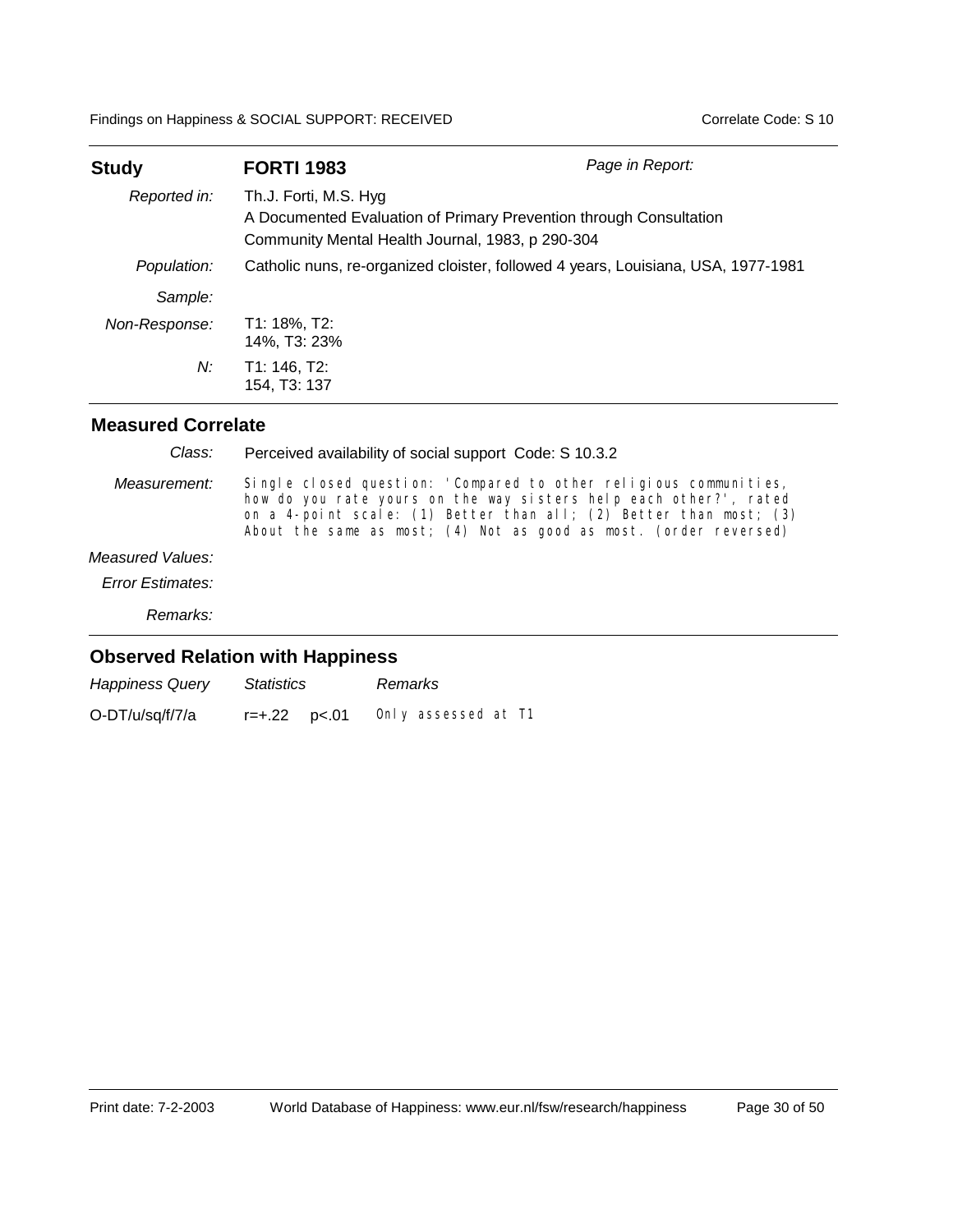| **Study** | **FORTI 1983** | *Page in Report:* |
|---|---|---|
| *Reported in:* | Th.J. Forti, M.S. Hyg<br>A Documented Evaluation of Primary Prevention through Consultation<br>Community Mental Health Journal, 1983, p 290-304 | |
| *Population:* | Catholic nuns, re-organized cloister, followed 4 years, Louisiana, USA, 1977-1981 | |
| *Sample:* | | |
| *Non-Response:* | T1: 18%, T2: 14%, T3: 23% | |
| *N:* | T1: 146, T2: 154, T3: 137 | |

## Measured Correlate

| | |
|---|---|
| *Class:* | Perceived availability of social support Code: S 10.3.2 |
| *Measurement:* | Single closed question: 'Compared to other religious communities, how do you rate yours on the way sisters help each other?', rated on a 4-point scale: (1) Better than all; (2) Better than most; (3) About the same as most; (4) Not as good as most. (order reversed) |
| *Measured Values:* | |
| *Error Estimates:* | |
| *Remarks:* | |

## Observed Relation with Happiness

| *Happiness Query* | *Statistics* | *Remarks* |
|---|---|---|
| O-DT/u/sq/f/7/a | r=+.22 p<.01 | Only assessed at T1 |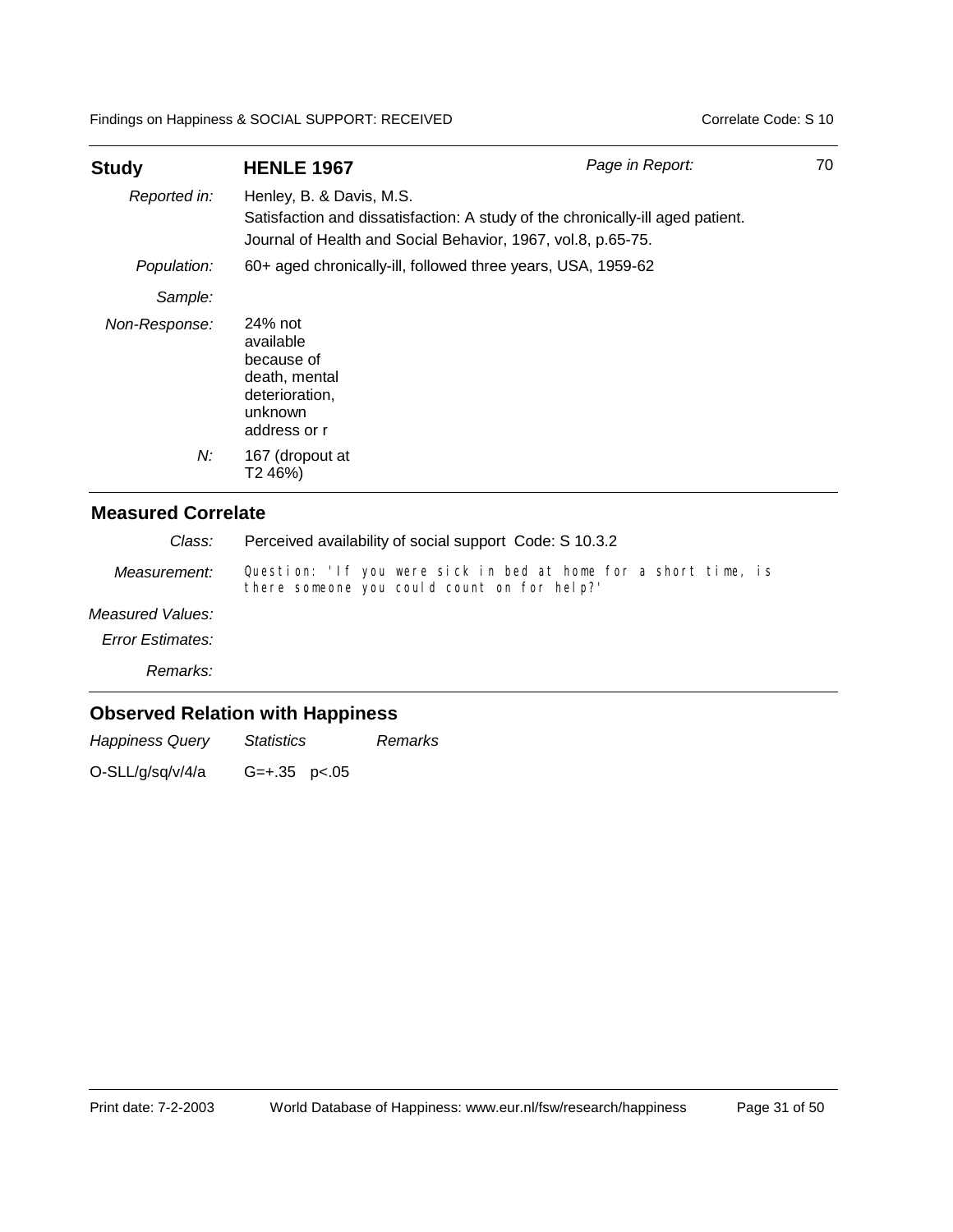| **Study** | **HENLE 1967** | *Page in Report:* | 70 |
|---|---|---|---|
| *Reported in:* | Henley, B. & Davis, M.S.<br>Satisfaction and dissatisfaction: A study of the chronically-ill aged patient.<br>Journal of Health and Social Behavior, 1967, vol.8, p.65-75. | | |
| *Population:* | 60+ aged chronically-ill, followed three years, USA, 1959-62 | | |
| *Sample:* | | | |
| *Non-Response:* | 24% not available because of death, mental deterioration, unknown address or r | | |
| *N:* | 167 (dropout at T2 46%) | | |

## Measured Correlate

*Class:* Perceived availability of social support Code: S 10.3.2

*Measurement:* Question: 'If you were sick in bed at home for a short time, is there someone you could count on for help?'

*Measured Values:*

*Error Estimates:*

*Remarks:*

## Observed Relation with Happiness

| *Happiness Query* | *Statistics* | *Remarks* |
|---|---|---|
| O-SLL/g/sq/v/4/a | G=+.35 p<.05 | |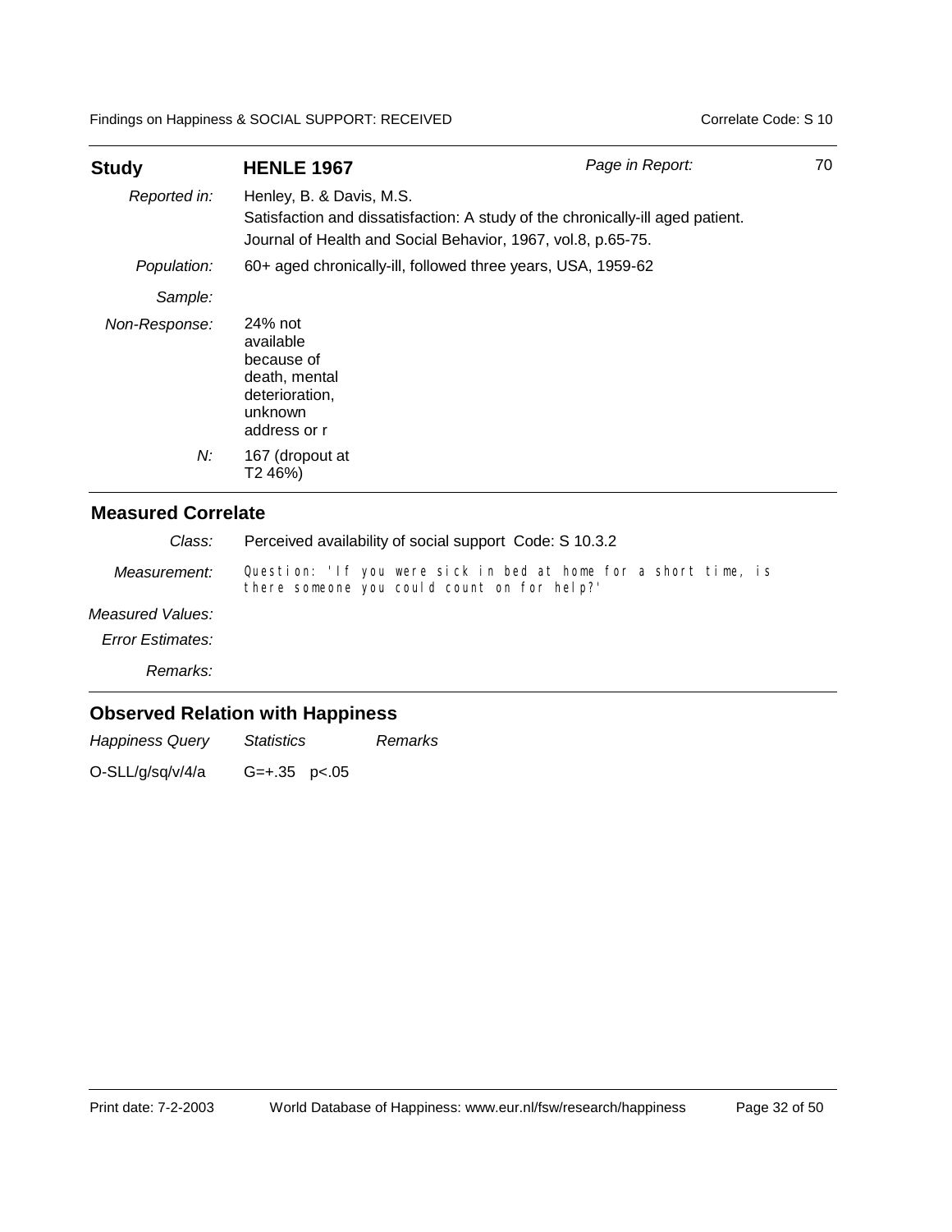| **Study** | **HENLE 1967** | *Page in Report:* | 70 |
|---|---|---|---|

| | |
|---|---|
| *Reported in:* | Henley, B. & Davis, M.S.<br>Satisfaction and dissatisfaction: A study of the chronically-ill aged patient.<br>Journal of Health and Social Behavior, 1967, vol.8, p.65-75. |
| *Population:* | 60+ aged chronically-ill, followed three years, USA, 1959-62 |
| *Sample:* | |
| *Non-Response:* | 24% not available because of death, mental deterioration, unknown address or r |
| *N:* | 167 (dropout at T2 46%) |

## Measured Correlate

| | |
|---|---|
| *Class:* | Perceived availability of social support Code: S 10.3.2 |
| *Measurement:* | Question: 'If you were sick in bed at home for a short time, is there someone you could count on for help?' |
| *Measured Values:* | |
| *Error Estimates:* | |
| *Remarks:* | |

## Observed Relation with Happiness

| *Happiness Query* | *Statistics* | *Remarks* |
|---|---|---|
| O-SLL/g/sq/v/4/a | G=+.35 p<.05 | |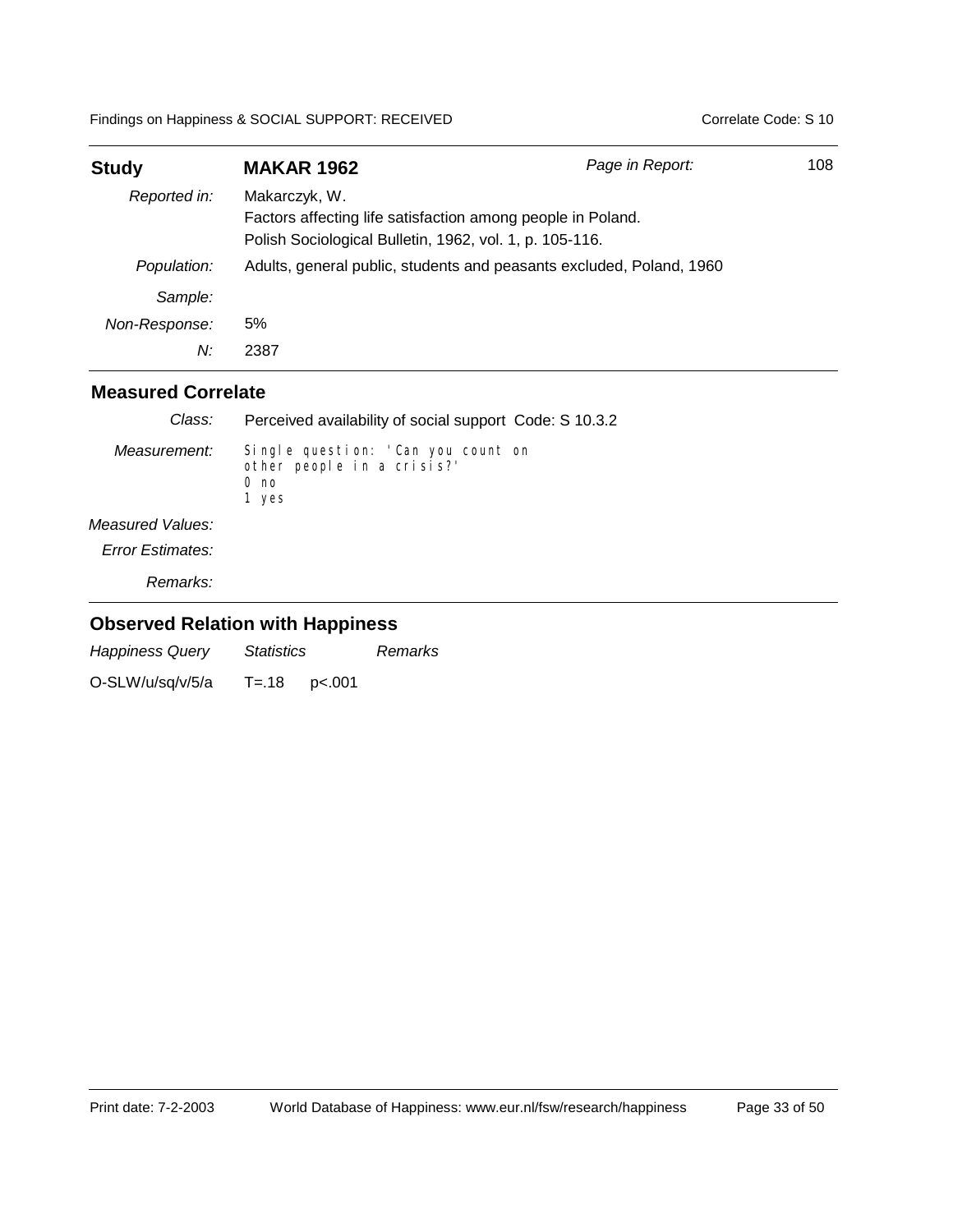| **Study** | **MAKAR 1962** | *Page in Report:* 108 |
|---|---|---|
| *Reported in:* | Makarczyk, W.<br>Factors affecting life satisfaction among people in Poland.<br>Polish Sociological Bulletin, 1962, vol. 1, p. 105-116. | |
| *Population:* | Adults, general public, students and peasants excluded, Poland, 1960 | |
| *Sample:* | | |
| *Non-Response:* | 5% | |
| *N:* | 2387 | |

## Measured Correlate

| | |
|---|---|
| *Class:* | Perceived availability of social support Code: S 10.3.2 |
| *Measurement:* | Single question: 'Can you count on other people in a crisis?'<br>0 no<br>1 yes |
| *Measured Values:* | |
| *Error Estimates:* | |
| *Remarks:* | |

## Observed Relation with Happiness

| *Happiness Query* | *Statistics* | | *Remarks* |
|---|---|---|---|
| O-SLW/u/sq/v/5/a | T=.18 | p<.001 | |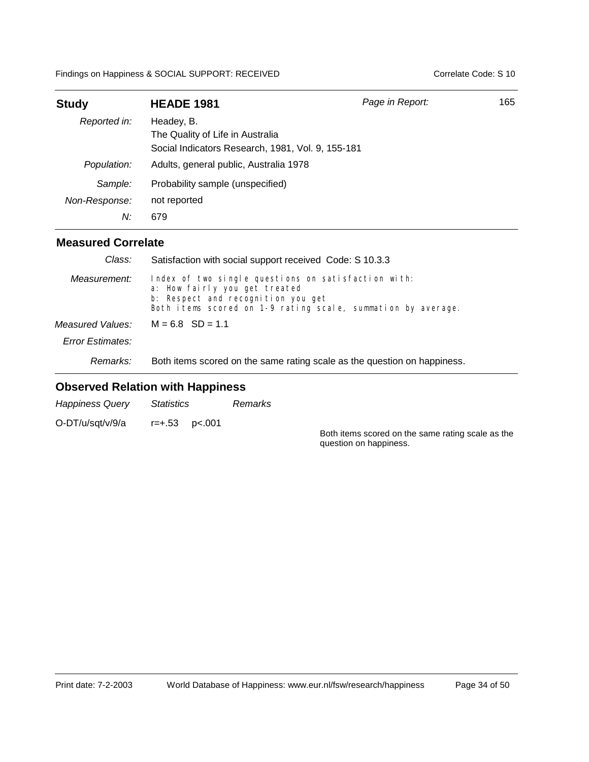| **Study** | **HEADE 1981** | *Page in Report:* | 165 |
|---|---|---|---|
| *Reported in:* | Headey, B.<br>The Quality of Life in Australia<br>Social Indicators Research, 1981, Vol. 9, 155-181 | | |
| *Population:* | Adults, general public, Australia 1978 | | |
| *Sample:* | Probability sample (unspecified) | | |
| *Non-Response:* | not reported | | |
| *N:* | 679 | | |

## Measured Correlate

| | |
|---|---|
| *Class:* | Satisfaction with social support received Code: S 10.3.3 |
| *Measurement:* | Index of two single questions on satisfaction with:<br>a: How fairly you get treated<br>b: Respect and recognition you get<br>Both items scored on 1-9 rating scale, summation by average. |
| *Measured Values:* | M = 6.8 SD = 1.1 |
| *Error Estimates:* | |
| *Remarks:* | Both items scored on the same rating scale as the question on happiness. |

## Observed Relation with Happiness

| *Happiness Query* | *Statistics* | *Remarks* |
|---|---|---|
| O-DT/u/sqt/v/9/a | r=+.53 p<.001 | Both items scored on the same rating scale as the question on happiness. |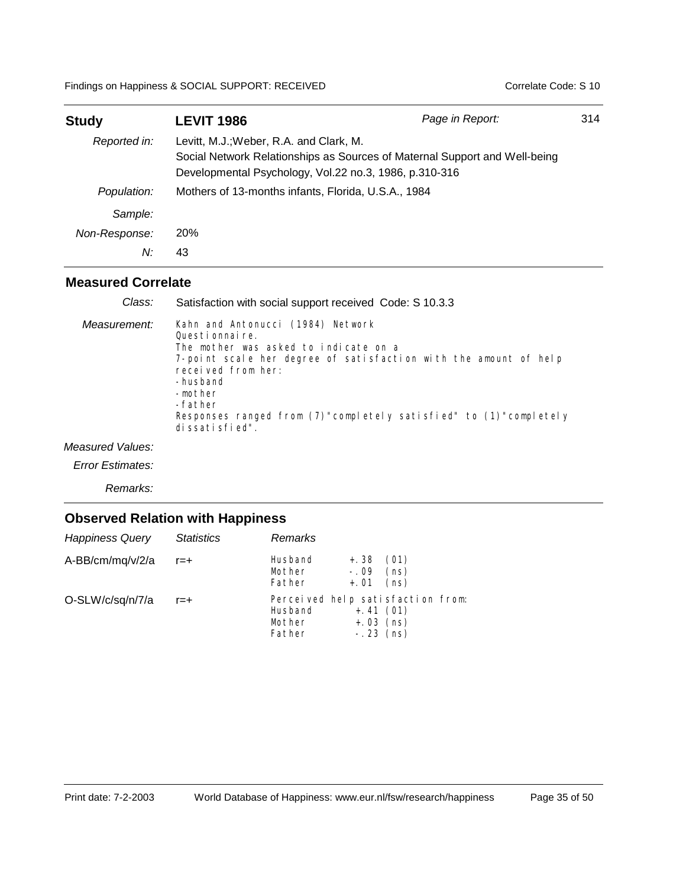| **Study** | **LEVIT 1986** | *Page in Report:* 314 |
|---|---|---|
| *Reported in:* | Levitt, M.J.;Weber, R.A. and Clark, M.<br>Social Network Relationships as Sources of Maternal Support and Well-being<br>Developmental Psychology, Vol.22 no.3, 1986, p.310-316 | |
| *Population:* | Mothers of 13-months infants, Florida, U.S.A., 1984 | |
| *Sample:* | | |
| *Non-Response:* | 20% | |
| *N:* | 43 | |

## Measured Correlate

| | |
|---|---|
| *Class:* | Satisfaction with social support received Code: S 10.3.3 |
| *Measurement:* | Kahn and Antonucci (1984) Network Questionnaire.<br>The mother was asked to indicate on a 7-point scale her degree of satisfaction with the amount of help received from her:<br>-husband<br>-mother<br>-father<br>Responses ranged from (7)"completely satisfied" to (1)"completely dissatisfied". |
| *Measured Values:* | |
| *Error Estimates:* | |
| *Remarks:* | |

## Observed Relation with Happiness

| *Happiness Query* | *Statistics* | *Remarks* |
|---|---|---|
| A-BB/cm/mq/v/2/a | r=+ | Husband +.38 (01)<br>Mother -.09 (ns)<br>Father +.01 (ns) |
| O-SLW/c/sq/n/7/a | r=+ | Perceived help satisfaction from:<br>Husband +.41 (01)<br>Mother +.03 (ns)<br>Father -.23 (ns) |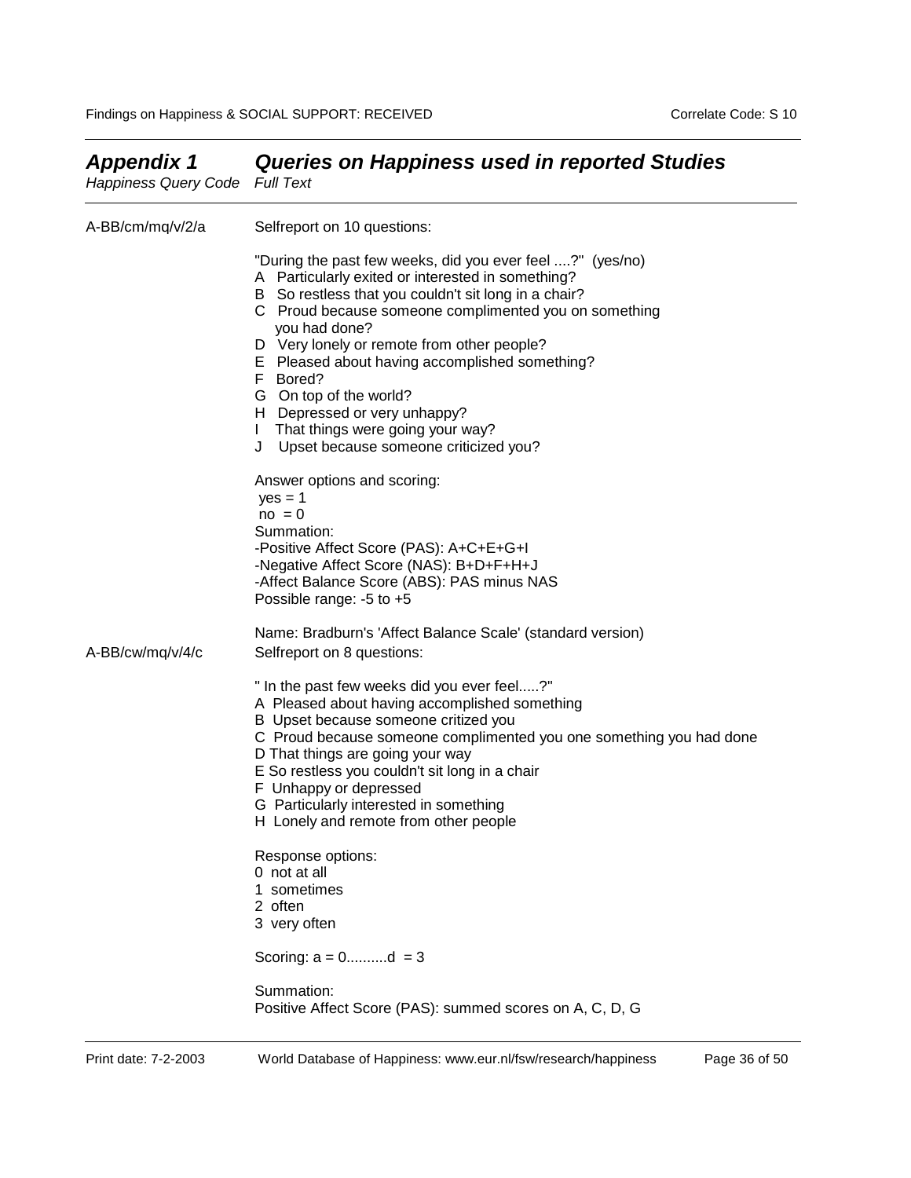## *Appendix 1 Queries on Happiness used in reported Studies*

*Happiness Query Code* *Full Text*

**A-BB/cm/mq/v/2/a**

Selfreport on 10 questions:

"During the past few weeks, did you ever feel ....?" (yes/no)

A Particularly exited or interested in something?
B So restless that you couldn't sit long in a chair?
C Proud because someone complimented you on something you had done?
D Very lonely or remote from other people?
E Pleased about having accomplished something?
F Bored?
G On top of the world?
H Depressed or very unhappy?
I That things were going your way?
J Upset because someone criticized you?

Answer options and scoring:
yes = 1
no = 0
Summation:
-Positive Affect Score (PAS): A+C+E+G+I
-Negative Affect Score (NAS): B+D+F+H+J
-Affect Balance Score (ABS): PAS minus NAS
Possible range: -5 to +5

Name: Bradburn's 'Affect Balance Scale' (standard version)

**A-BB/cw/mq/v/4/c**

Selfreport on 8 questions:

" In the past few weeks did you ever feel.....?"

A Pleased about having accomplished something
B Upset because someone critized you
C Proud because someone complimented you one something you had done
D That things are going your way
E So restless you couldn't sit long in a chair
F Unhappy or depressed
G Particularly interested in something
H Lonely and remote from other people

Response options:
0 not at all
1 sometimes
2 often
3 very often

Scoring: a = 0..........d = 3

Summation:
Positive Affect Score (PAS): summed scores on A, C, D, G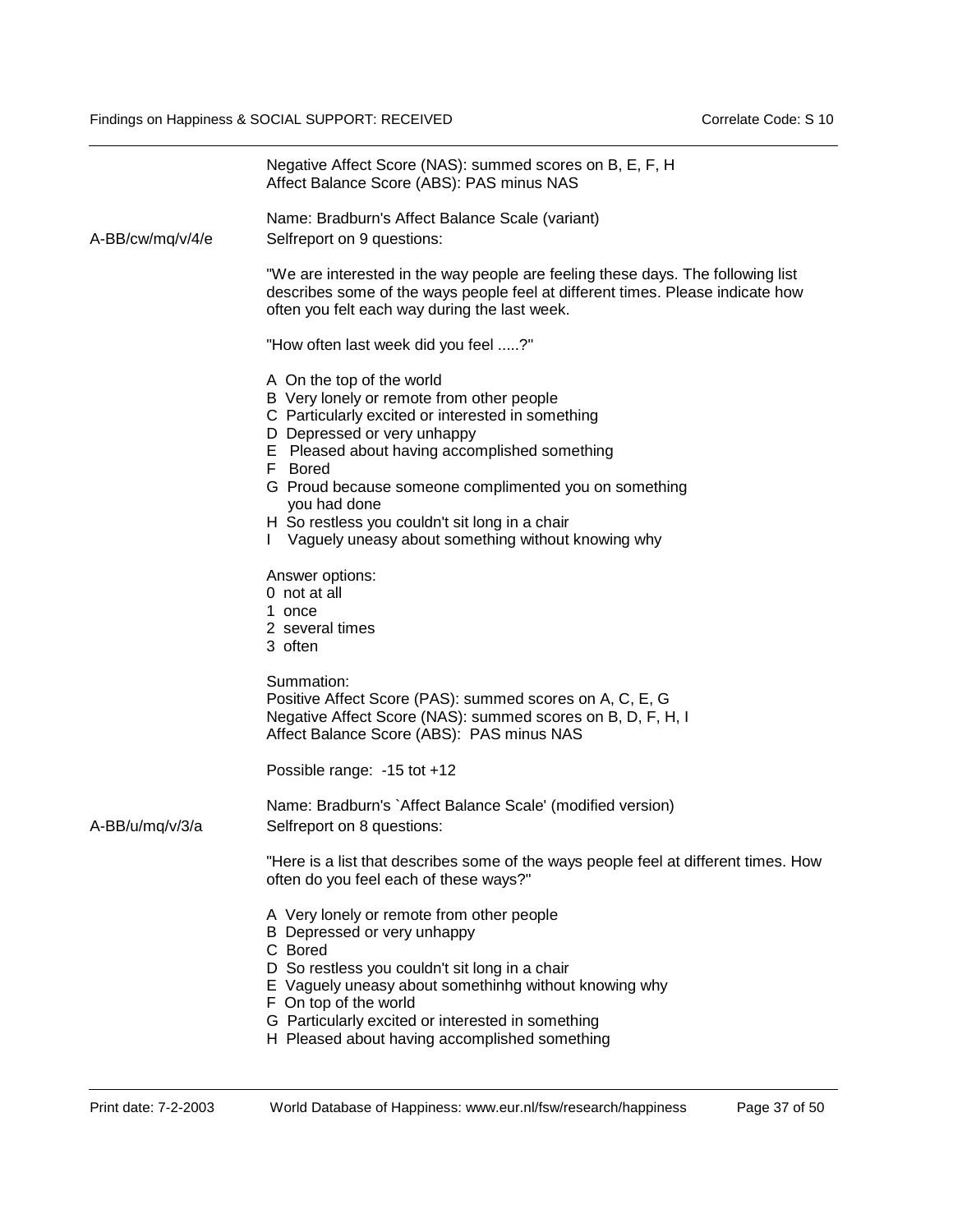Negative Affect Score (NAS): summed scores on B, E, F, H
Affect Balance Score (ABS): PAS minus NAS

Name: Bradburn's Affect Balance Scale (variant)

A-BB/cw/mq/v/4/e

Selfreport on 9 questions:

"We are interested in the way people are feeling these days. The following list describes some of the ways people feel at different times. Please indicate how often you felt each way during the last week.

"How often last week did you feel .....?"

A On the top of the world
B Very lonely or remote from other people
C Particularly excited or interested in something
D Depressed or very unhappy
E Pleased about having accomplished something
F Bored
G Proud because someone complimented you on something you had done
H So restless you couldn't sit long in a chair
I Vaguely uneasy about something without knowing why

Answer options:
0 not at all
1 once
2 several times
3 often

Summation:
Positive Affect Score (PAS): summed scores on A, C, E, G
Negative Affect Score (NAS): summed scores on B, D, F, H, I
Affect Balance Score (ABS): PAS minus NAS

Possible range: -15 tot +12

Name: Bradburn's `Affect Balance Scale' (modified version)

A-BB/u/mq/v/3/a

Selfreport on 8 questions:

"Here is a list that describes some of the ways people feel at different times. How often do you feel each of these ways?"

A Very lonely or remote from other people
B Depressed or very unhappy
C Bored
D So restless you couldn't sit long in a chair
E Vaguely uneasy about somethinhg without knowing why
F On top of the world
G Particularly excited or interested in something
H Pleased about having accomplished something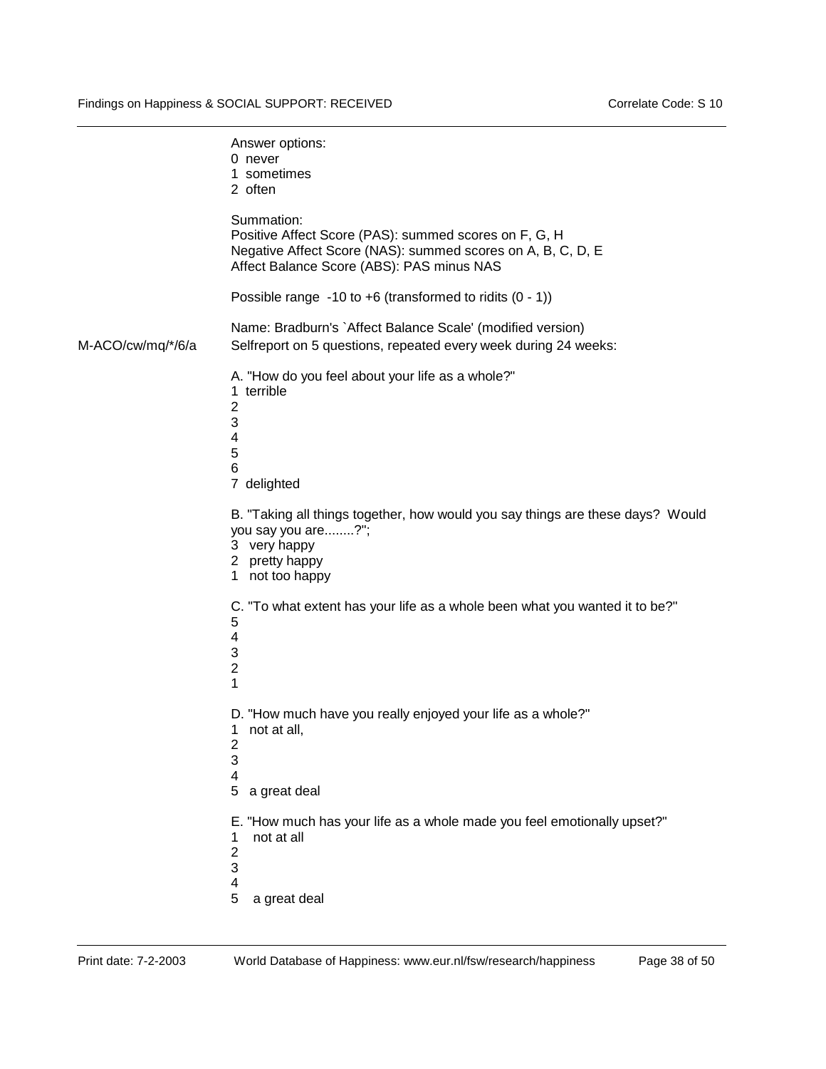Answer options:
0 never
1 sometimes
2 often

Summation:
Positive Affect Score (PAS): summed scores on F, G, H
Negative Affect Score (NAS): summed scores on A, B, C, D, E
Affect Balance Score (ABS): PAS minus NAS

Possible range -10 to +6 (transformed to ridits (0 - 1))

Name: Bradburn's `Affect Balance Scale' (modified version)

M-ACO/cw/mq/*/6/a Selfreport on 5 questions, repeated every week during 24 weeks:

A. "How do you feel about your life as a whole?"
1 terrible
2
3
4
5
6
7 delighted

B. "Taking all things together, how would you say things are these days? Would you say you are........?";
3 very happy
2 pretty happy
1 not too happy

C. "To what extent has your life as a whole been what you wanted it to be?"
5
4
3
2
1

D. "How much have you really enjoyed your life as a whole?"
1 not at all,
2
3
4
5 a great deal

E. "How much has your life as a whole made you feel emotionally upset?"
1 not at all
2
3
4
5 a great deal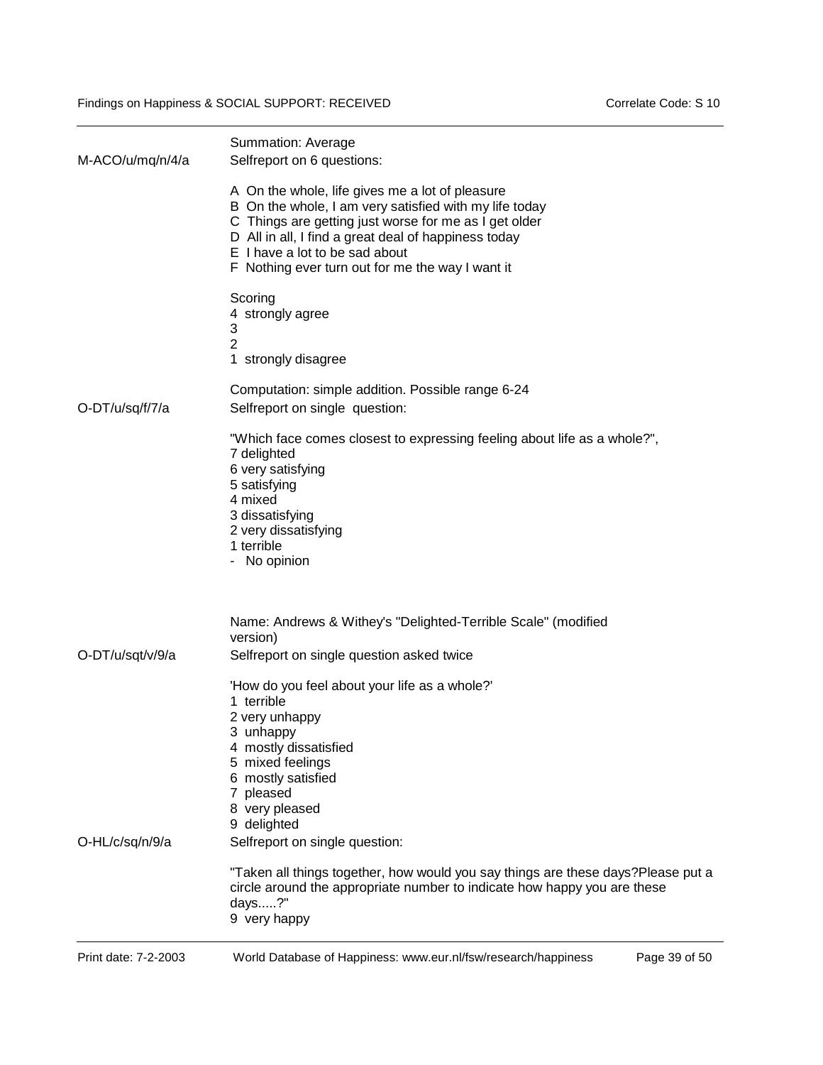| | |
|---|---|
| | Summation: Average |
| M-ACO/u/mq/n/4/a | Selfreport on 6 questions:<br><br>A On the whole, life gives me a lot of pleasure<br>B On the whole, I am very satisfied with my life today<br>C Things are getting just worse for me as I get older<br>D All in all, I find a great deal of happiness today<br>E I have a lot to be sad about<br>F Nothing ever turn out for me the way I want it<br><br>Scoring<br>4 strongly agree<br>3<br>2<br>1 strongly disagree<br><br>Computation: simple addition. Possible range 6-24 |
| O-DT/u/sq/f/7/a | Selfreport on single question:<br><br>"Which face comes closest to expressing feeling about life as a whole?",<br>7 delighted<br>6 very satisfying<br>5 satisfying<br>4 mixed<br>3 dissatisfying<br>2 very dissatisfying<br>1 terrible<br>- No opinion<br><br>Name: Andrews & Withey's "Delighted-Terrible Scale" (modified version) |
| O-DT/u/sqt/v/9/a | Selfreport on single question asked twice<br><br>'How do you feel about your life as a whole?'<br>1 terrible<br>2 very unhappy<br>3 unhappy<br>4 mostly dissatisfied<br>5 mixed feelings<br>6 mostly satisfied<br>7 pleased<br>8 very pleased<br>9 delighted |
| O-HL/c/sq/n/9/a | Selfreport on single question:<br><br>"Taken all things together, how would you say things are these days?Please put a circle around the appropriate number to indicate how happy you are these days.....?"<br>9 very happy |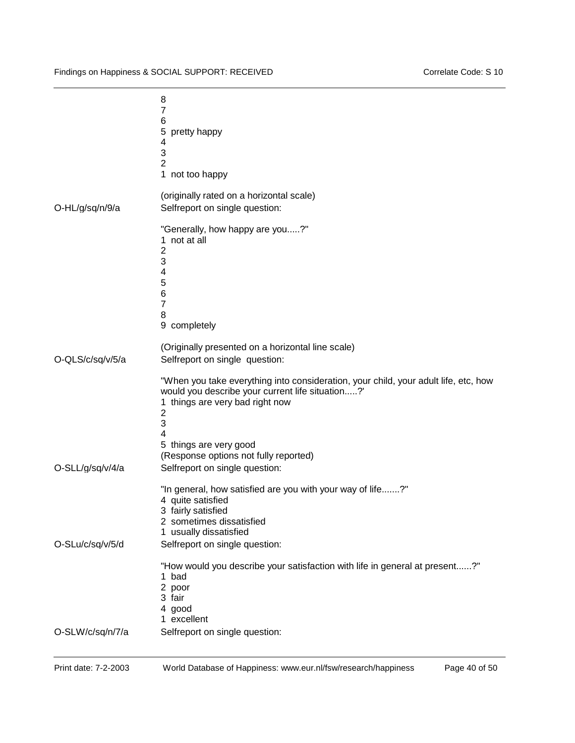8
7
6
5 pretty happy
4
3
2
1 not too happy

(originally rated on a horizontal scale)

O-HL/g/sq/n/9/a — Selfreport on single question:

"Generally, how happy are you.....?"
1 not at all
2
3
4
5
6
7
8
9 completely

(Originally presented on a horizontal line scale)

O-QLS/c/sq/v/5/a — Selfreport on single question:

"When you take everything into consideration, your child, your adult life, etc, how would you describe your current life situation.....?'
1 things are very bad right now
2
3
4
5 things are very good
(Response options not fully reported)

O-SLL/g/sq/v/4/a — Selfreport on single question:

"In general, how satisfied are you with your way of life.......?"
4 quite satisfied
3 fairly satisfied
2 sometimes dissatisfied
1 usually dissatisfied

O-SLu/c/sq/v/5/d — Selfreport on single question:

"How would you describe your satisfaction with life in general at present......?"
1 bad
2 poor
3 fair
4 good
1 excellent

O-SLW/c/sq/n/7/a — Selfreport on single question: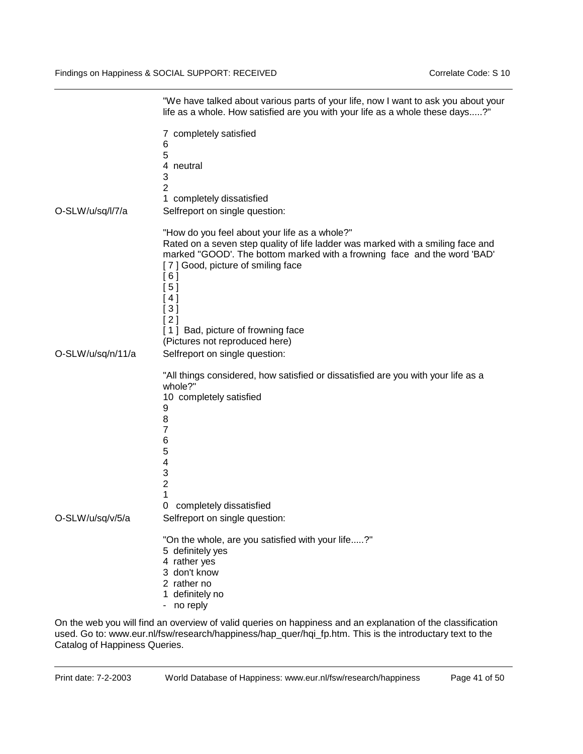"We have talked about various parts of your life, now I want to ask you about your life as a whole. How satisfied are you with your life as a whole these days.....?"

7 completely satisfied
6
5
4 neutral
3
2
1 completely dissatisfied

O-SLW/u/sq/l/7/a — Selfreport on single question:

"How do you feel about your life as a whole?"
Rated on a seven step quality of life ladder was marked with a smiling face and marked "GOOD'. The bottom marked with a frowning face and the word 'BAD'
[ 7 ] Good, picture of smiling face
[ 6 ]
[ 5 ]
[ 4 ]
[ 3 ]
[ 2 ]
[ 1 ] Bad, picture of frowning face
(Pictures not reproduced here)

O-SLW/u/sq/n/11/a — Selfreport on single question:

"All things considered, how satisfied or dissatisfied are you with your life as a whole?"
10 completely satisfied
9
8
7
6
5
4
3
2
1
0 completely dissatisfied

O-SLW/u/sq/v/5/a — Selfreport on single question:

"On the whole, are you satisfied with your life.....?"
5 definitely yes
4 rather yes
3 don't know
2 rather no
1 definitely no
- no reply

On the web you will find an overview of valid queries on happiness and an explanation of the classification used. Go to: www.eur.nl/fsw/research/happiness/hap_quer/hqi_fp.htm. This is the introductary text to the Catalog of Happiness Queries.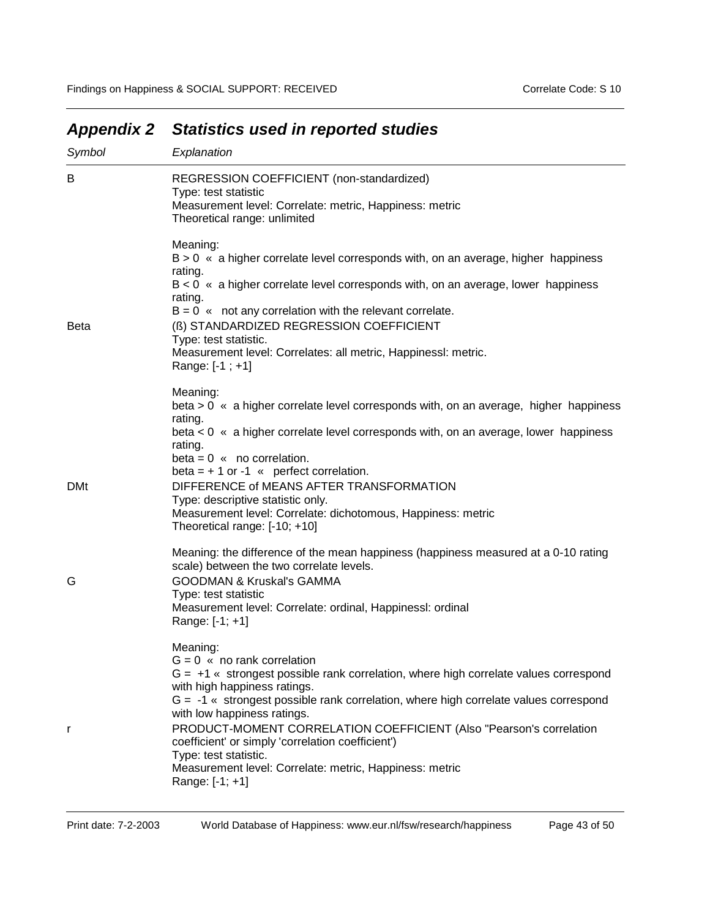# *Appendix 2 Statistics used in reported studies*

| *Symbol* | *Explanation* |
|---|---|
| B | REGRESSION COEFFICIENT (non-standardized)<br>Type: test statistic<br>Measurement level: Correlate: metric, Happiness: metric<br>Theoretical range: unlimited<br><br>Meaning:<br>B > 0 « a higher correlate level corresponds with, on an average, higher happiness rating.<br>B < 0 « a higher correlate level corresponds with, on an average, lower happiness rating.<br>B = 0 « not any correlation with the relevant correlate. |
| Beta | (ß) STANDARDIZED REGRESSION COEFFICIENT<br>Type: test statistic.<br>Measurement level: Correlates: all metric, Happinessl: metric.<br>Range: [-1 ; +1]<br><br>Meaning:<br>beta > 0 « a higher correlate level corresponds with, on an average, higher happiness rating.<br>beta < 0 « a higher correlate level corresponds with, on an average, lower happiness rating.<br>beta = 0 « no correlation.<br>beta = + 1 or -1 « perfect correlation. |
| DMt | DIFFERENCE of MEANS AFTER TRANSFORMATION<br>Type: descriptive statistic only.<br>Measurement level: Correlate: dichotomous, Happiness: metric<br>Theoretical range: [-10; +10]<br><br>Meaning: the difference of the mean happiness (happiness measured at a 0-10 rating scale) between the two correlate levels. |
| G | GOODMAN & Kruskal's GAMMA<br>Type: test statistic<br>Measurement level: Correlate: ordinal, Happinessl: ordinal<br>Range: [-1; +1]<br><br>Meaning:<br>G = 0 « no rank correlation<br>G = +1 « strongest possible rank correlation, where high correlate values correspond with high happiness ratings.<br>G = -1 « strongest possible rank correlation, where high correlate values correspond with low happiness ratings. |
| r | PRODUCT-MOMENT CORRELATION COEFFICIENT (Also "Pearson's correlation coefficient' or simply 'correlation coefficient')<br>Type: test statistic.<br>Measurement level: Correlate: metric, Happiness: metric<br>Range: [-1; +1] |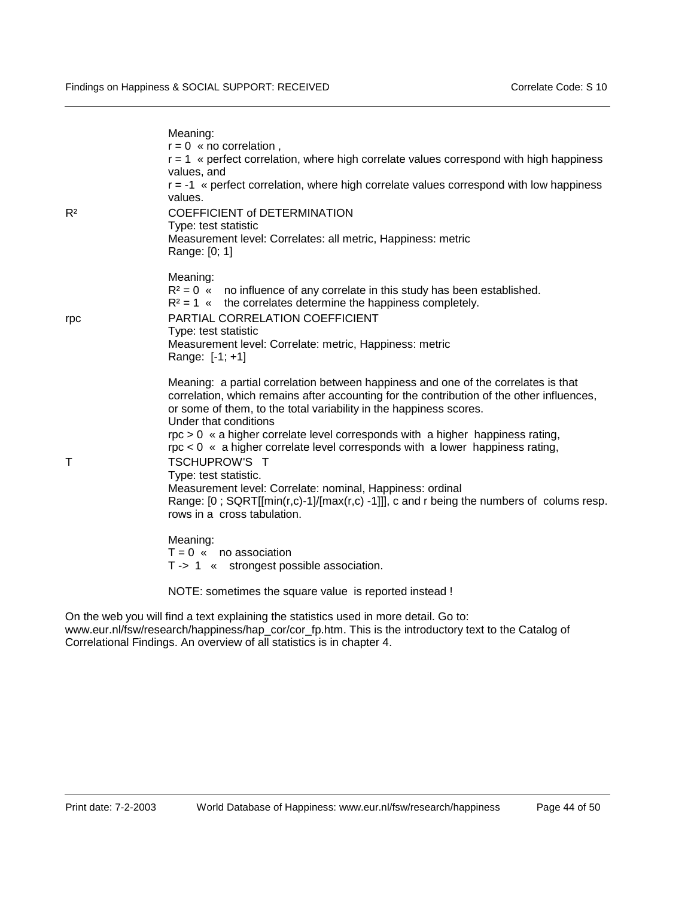Meaning:
$r = 0$ « no correlation ,
$r = 1$ « perfect correlation, where high correlate values correspond with high happiness values, and
$r = -1$ « perfect correlation, where high correlate values correspond with low happiness values.

**$R^2$** COEFFICIENT of DETERMINATION
Type: test statistic
Measurement level: Correlates: all metric, Happiness: metric
Range: [0; 1]

Meaning:
$R^2 = 0$ « no influence of any correlate in this study has been established.
$R^2 = 1$ « the correlates determine the happiness completely.

**rpc** PARTIAL CORRELATION COEFFICIENT
Type: test statistic
Measurement level: Correlate: metric, Happiness: metric
Range: [-1; +1]

Meaning: a partial correlation between happiness and one of the correlates is that correlation, which remains after accounting for the contribution of the other influences, or some of them, to the total variability in the happiness scores.
Under that conditions
rpc > 0 « a higher correlate level corresponds with a higher happiness rating,
rpc < 0 « a higher correlate level corresponds with a lower happiness rating,

**T** TSCHUPROW'S T
Type: test statistic.
Measurement level: Correlate: nominal, Happiness: ordinal
Range: [0 ; SQRT[[min(r,c)-1]/[max(r,c) -1]]], c and r being the numbers of colums resp. rows in a cross tabulation.

Meaning:
$T = 0$ « no association
$T \rightarrow 1$ « strongest possible association.

NOTE: sometimes the square value is reported instead !

On the web you will find a text explaining the statistics used in more detail. Go to: www.eur.nl/fsw/research/happiness/hap_cor/cor_fp.htm. This is the introductory text to the Catalog of Correlational Findings. An overview of all statistics is in chapter 4.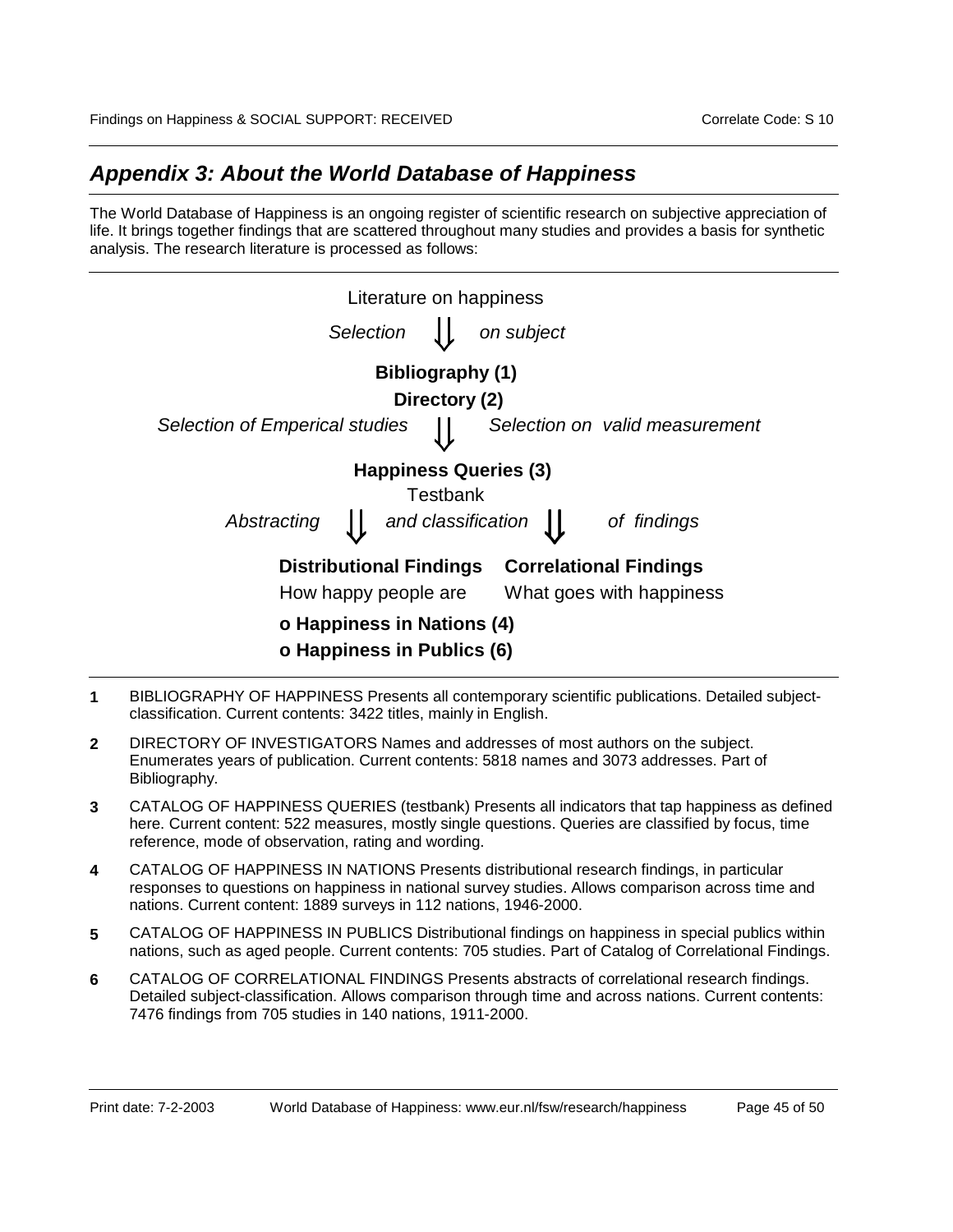## *Appendix 3: About the World Database of Happiness*

The World Database of Happiness is an ongoing register of scientific research on subjective appreciation of life. It brings together findings that are scattered throughout many studies and provides a basis for synthetic analysis. The research literature is processed as follows:

Literature on happiness

*Selection* ⇓ *on subject*

**Bibliography (1)**

**Directory (2)**

*Selection of Emperical studies* ⇓ *Selection on valid measurement*

**Happiness Queries (3)**

Testbank

*Abstracting* ⇓ *and classification* ⇓ *of findings*

| **Distributional Findings** | **Correlational Findings** |
|---|---|
| How happy people are | What goes with happiness |
| **o Happiness in Nations (4)** | |
| **o Happiness in Publics (6)** | |

**1** BIBLIOGRAPHY OF HAPPINESS Presents all contemporary scientific publications. Detailed subject-classification. Current contents: 3422 titles, mainly in English.

**2** DIRECTORY OF INVESTIGATORS Names and addresses of most authors on the subject. Enumerates years of publication. Current contents: 5818 names and 3073 addresses. Part of Bibliography.

**3** CATALOG OF HAPPINESS QUERIES (testbank) Presents all indicators that tap happiness as defined here. Current content: 522 measures, mostly single questions. Queries are classified by focus, time reference, mode of observation, rating and wording.

**4** CATALOG OF HAPPINESS IN NATIONS Presents distributional research findings, in particular responses to questions on happiness in national survey studies. Allows comparison across time and nations. Current content: 1889 surveys in 112 nations, 1946-2000.

**5** CATALOG OF HAPPINESS IN PUBLICS Distributional findings on happiness in special publics within nations, such as aged people. Current contents: 705 studies. Part of Catalog of Correlational Findings.

**6** CATALOG OF CORRELATIONAL FINDINGS Presents abstracts of correlational research findings. Detailed subject-classification. Allows comparison through time and across nations. Current contents: 7476 findings from 705 studies in 140 nations, 1911-2000.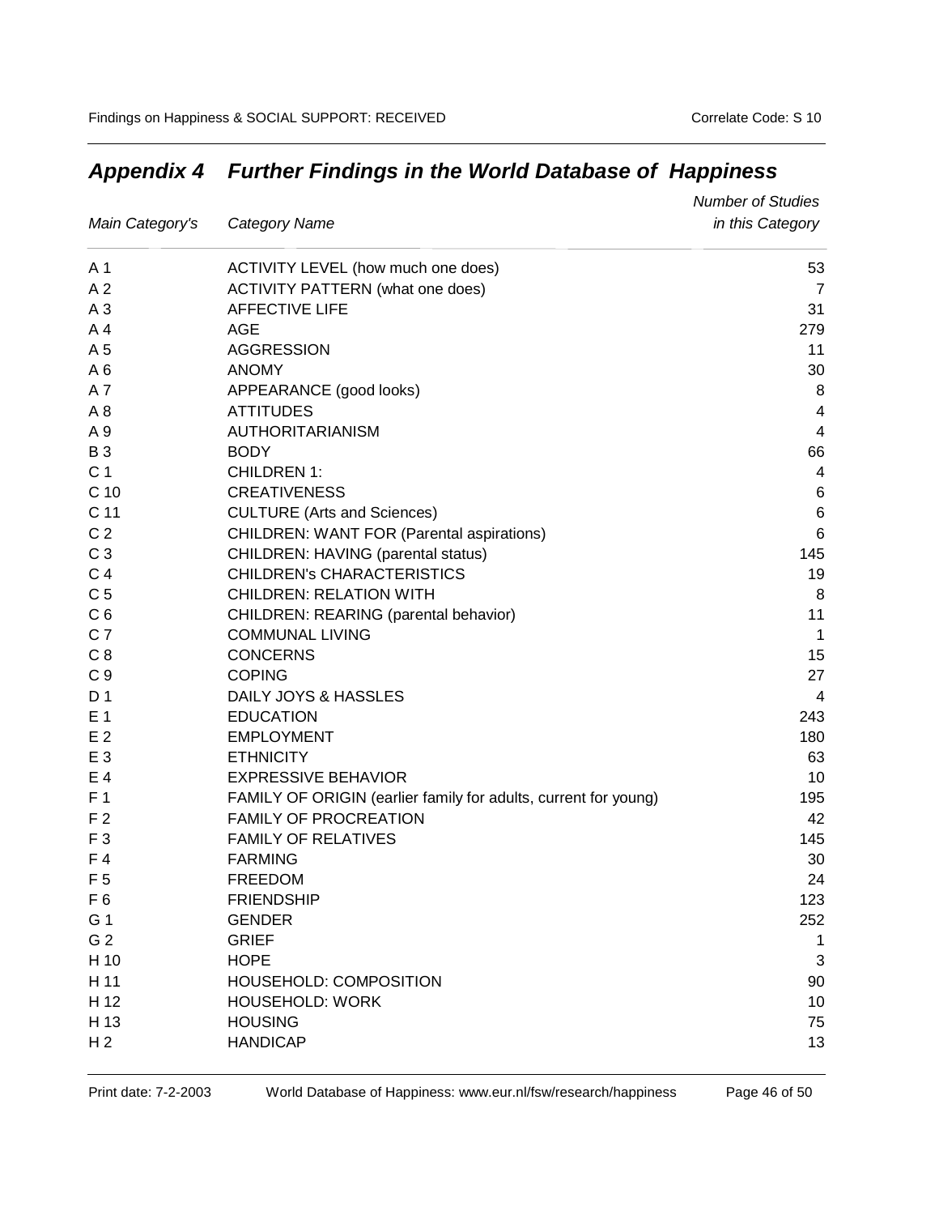## *Appendix 4 Further Findings in the World Database of Happiness*

| *Main Category's* | *Category Name* | *Number of Studies in this Category* |
|---|---|---|
| A 1 | ACTIVITY LEVEL (how much one does) | 53 |
| A 2 | ACTIVITY PATTERN (what one does) | 7 |
| A 3 | AFFECTIVE LIFE | 31 |
| A 4 | AGE | 279 |
| A 5 | AGGRESSION | 11 |
| A 6 | ANOMY | 30 |
| A 7 | APPEARANCE (good looks) | 8 |
| A 8 | ATTITUDES | 4 |
| A 9 | AUTHORITARIANISM | 4 |
| B 3 | BODY | 66 |
| C 1 | CHILDREN 1: | 4 |
| C 10 | CREATIVENESS | 6 |
| C 11 | CULTURE (Arts and Sciences) | 6 |
| C 2 | CHILDREN: WANT FOR (Parental aspirations) | 6 |
| C 3 | CHILDREN: HAVING (parental status) | 145 |
| C 4 | CHILDREN's CHARACTERISTICS | 19 |
| C 5 | CHILDREN: RELATION WITH | 8 |
| C 6 | CHILDREN: REARING (parental behavior) | 11 |
| C 7 | COMMUNAL LIVING | 1 |
| C 8 | CONCERNS | 15 |
| C 9 | COPING | 27 |
| D 1 | DAILY JOYS & HASSLES | 4 |
| E 1 | EDUCATION | 243 |
| E 2 | EMPLOYMENT | 180 |
| E 3 | ETHNICITY | 63 |
| E 4 | EXPRESSIVE BEHAVIOR | 10 |
| F 1 | FAMILY OF ORIGIN (earlier family for adults, current for young) | 195 |
| F 2 | FAMILY OF PROCREATION | 42 |
| F 3 | FAMILY OF RELATIVES | 145 |
| F 4 | FARMING | 30 |
| F 5 | FREEDOM | 24 |
| F 6 | FRIENDSHIP | 123 |
| G 1 | GENDER | 252 |
| G 2 | GRIEF | 1 |
| H 10 | HOPE | 3 |
| H 11 | HOUSEHOLD: COMPOSITION | 90 |
| H 12 | HOUSEHOLD: WORK | 10 |
| H 13 | HOUSING | 75 |
| H 2 | HANDICAP | 13 |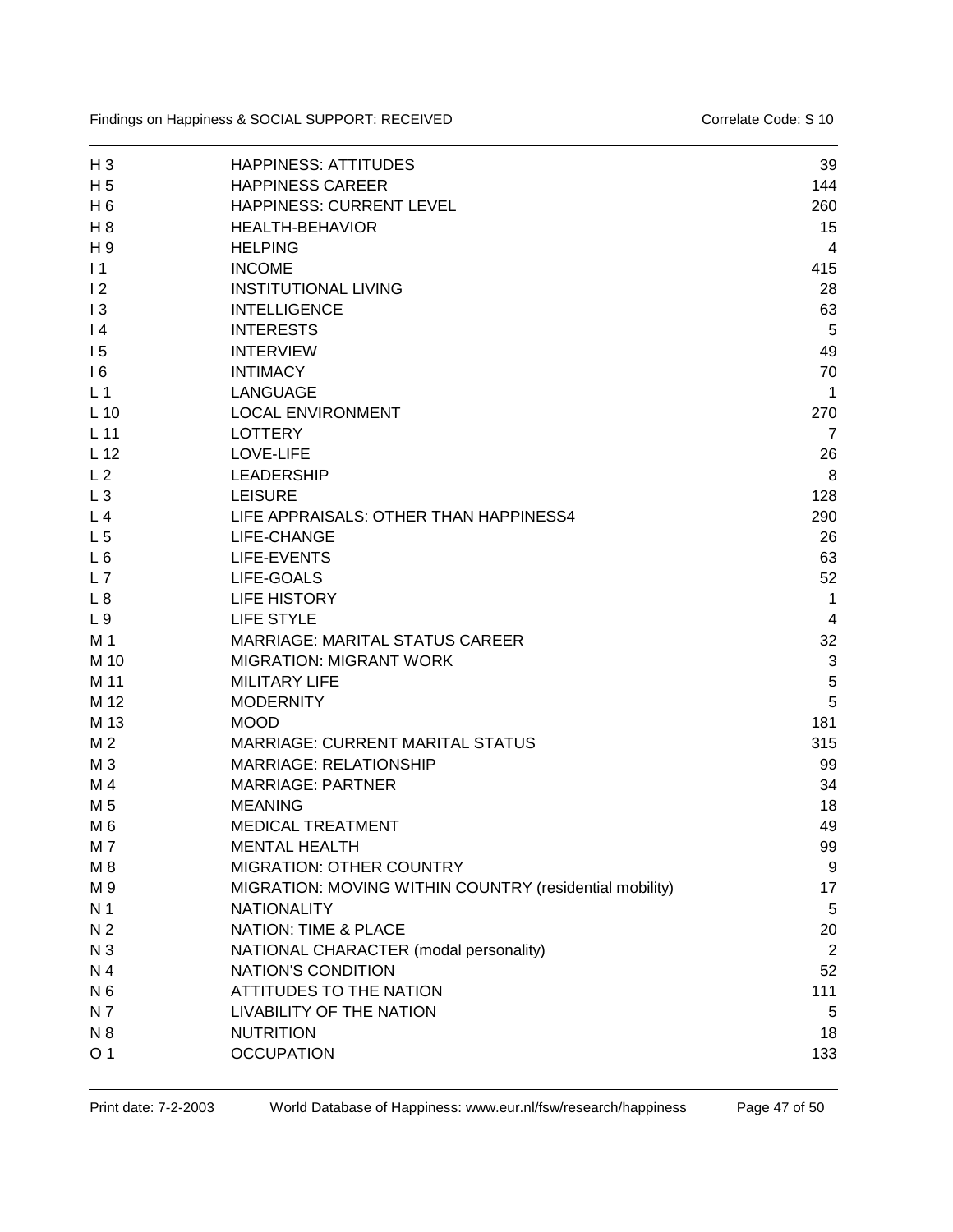| | | |
|---|---|---|
| H 3 | HAPPINESS: ATTITUDES | 39 |
| H 5 | HAPPINESS CAREER | 144 |
| H 6 | HAPPINESS: CURRENT LEVEL | 260 |
| H 8 | HEALTH-BEHAVIOR | 15 |
| H 9 | HELPING | 4 |
| I 1 | INCOME | 415 |
| I 2 | INSTITUTIONAL LIVING | 28 |
| I 3 | INTELLIGENCE | 63 |
| I 4 | INTERESTS | 5 |
| I 5 | INTERVIEW | 49 |
| I 6 | INTIMACY | 70 |
| L 1 | LANGUAGE | 1 |
| L 10 | LOCAL ENVIRONMENT | 270 |
| L 11 | LOTTERY | 7 |
| L 12 | LOVE-LIFE | 26 |
| L 2 | LEADERSHIP | 8 |
| L 3 | LEISURE | 128 |
| L 4 | LIFE APPRAISALS: OTHER THAN HAPPINESS4 | 290 |
| L 5 | LIFE-CHANGE | 26 |
| L 6 | LIFE-EVENTS | 63 |
| L 7 | LIFE-GOALS | 52 |
| L 8 | LIFE HISTORY | 1 |
| L 9 | LIFE STYLE | 4 |
| M 1 | MARRIAGE: MARITAL STATUS CAREER | 32 |
| M 10 | MIGRATION: MIGRANT WORK | 3 |
| M 11 | MILITARY LIFE | 5 |
| M 12 | MODERNITY | 5 |
| M 13 | MOOD | 181 |
| M 2 | MARRIAGE: CURRENT MARITAL STATUS | 315 |
| M 3 | MARRIAGE: RELATIONSHIP | 99 |
| M 4 | MARRIAGE: PARTNER | 34 |
| M 5 | MEANING | 18 |
| M 6 | MEDICAL TREATMENT | 49 |
| M 7 | MENTAL HEALTH | 99 |
| M 8 | MIGRATION: OTHER COUNTRY | 9 |
| M 9 | MIGRATION: MOVING WITHIN COUNTRY (residential mobility) | 17 |
| N 1 | NATIONALITY | 5 |
| N 2 | NATION: TIME & PLACE | 20 |
| N 3 | NATIONAL CHARACTER (modal personality) | 2 |
| N 4 | NATION'S CONDITION | 52 |
| N 6 | ATTITUDES TO THE NATION | 111 |
| N 7 | LIVABILITY OF THE NATION | 5 |
| N 8 | NUTRITION | 18 |
| O 1 | OCCUPATION | 133 |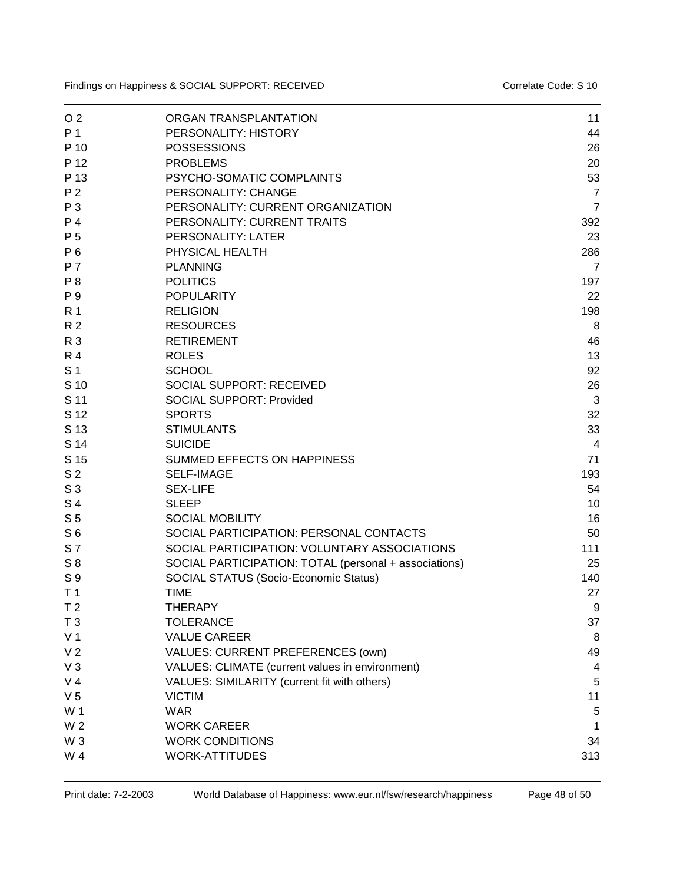| | | |
|---|---|---|
| O 2 | ORGAN TRANSPLANTATION | 11 |
| P 1 | PERSONALITY: HISTORY | 44 |
| P 10 | POSSESSIONS | 26 |
| P 12 | PROBLEMS | 20 |
| P 13 | PSYCHO-SOMATIC COMPLAINTS | 53 |
| P 2 | PERSONALITY: CHANGE | 7 |
| P 3 | PERSONALITY: CURRENT ORGANIZATION | 7 |
| P 4 | PERSONALITY: CURRENT TRAITS | 392 |
| P 5 | PERSONALITY: LATER | 23 |
| P 6 | PHYSICAL HEALTH | 286 |
| P 7 | PLANNING | 7 |
| P 8 | POLITICS | 197 |
| P 9 | POPULARITY | 22 |
| R 1 | RELIGION | 198 |
| R 2 | RESOURCES | 8 |
| R 3 | RETIREMENT | 46 |
| R 4 | ROLES | 13 |
| S 1 | SCHOOL | 92 |
| S 10 | SOCIAL SUPPORT: RECEIVED | 26 |
| S 11 | SOCIAL SUPPORT: Provided | 3 |
| S 12 | SPORTS | 32 |
| S 13 | STIMULANTS | 33 |
| S 14 | SUICIDE | 4 |
| S 15 | SUMMED EFFECTS ON HAPPINESS | 71 |
| S 2 | SELF-IMAGE | 193 |
| S 3 | SEX-LIFE | 54 |
| S 4 | SLEEP | 10 |
| S 5 | SOCIAL MOBILITY | 16 |
| S 6 | SOCIAL PARTICIPATION: PERSONAL CONTACTS | 50 |
| S 7 | SOCIAL PARTICIPATION: VOLUNTARY ASSOCIATIONS | 111 |
| S 8 | SOCIAL PARTICIPATION: TOTAL (personal + associations) | 25 |
| S 9 | SOCIAL STATUS (Socio-Economic Status) | 140 |
| T 1 | TIME | 27 |
| T 2 | THERAPY | 9 |
| T 3 | TOLERANCE | 37 |
| V 1 | VALUE CAREER | 8 |
| V 2 | VALUES: CURRENT PREFERENCES (own) | 49 |
| V 3 | VALUES: CLIMATE (current values in environment) | 4 |
| V 4 | VALUES: SIMILARITY (current fit with others) | 5 |
| V 5 | VICTIM | 11 |
| W 1 | WAR | 5 |
| W 2 | WORK CAREER | 1 |
| W 3 | WORK CONDITIONS | 34 |
| W 4 | WORK-ATTITUDES | 313 |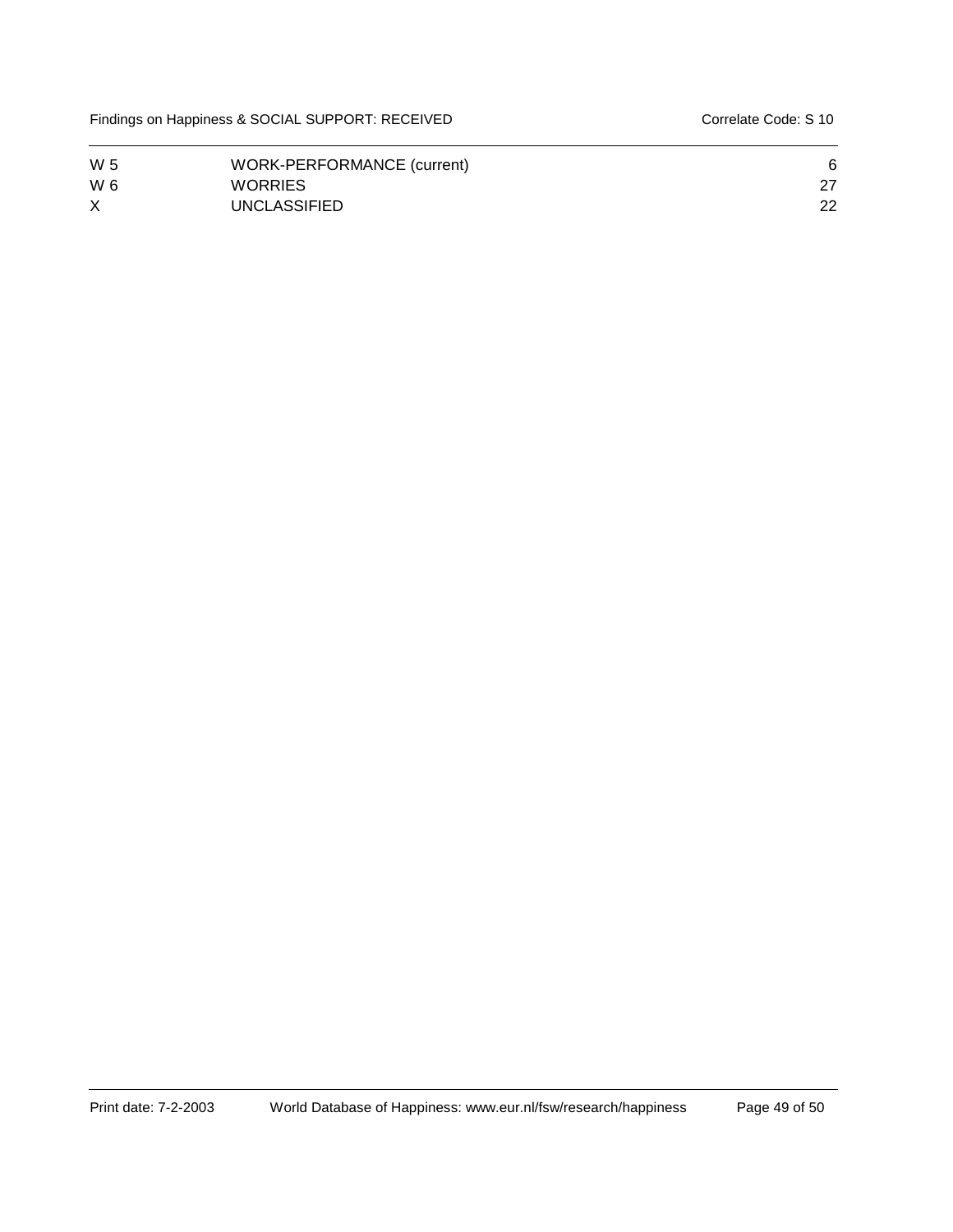| | | |
|---|---|---|
| W 5 | WORK-PERFORMANCE (current) | 6 |
| W 6 | WORRIES | 27 |
| X | UNCLASSIFIED | 22 |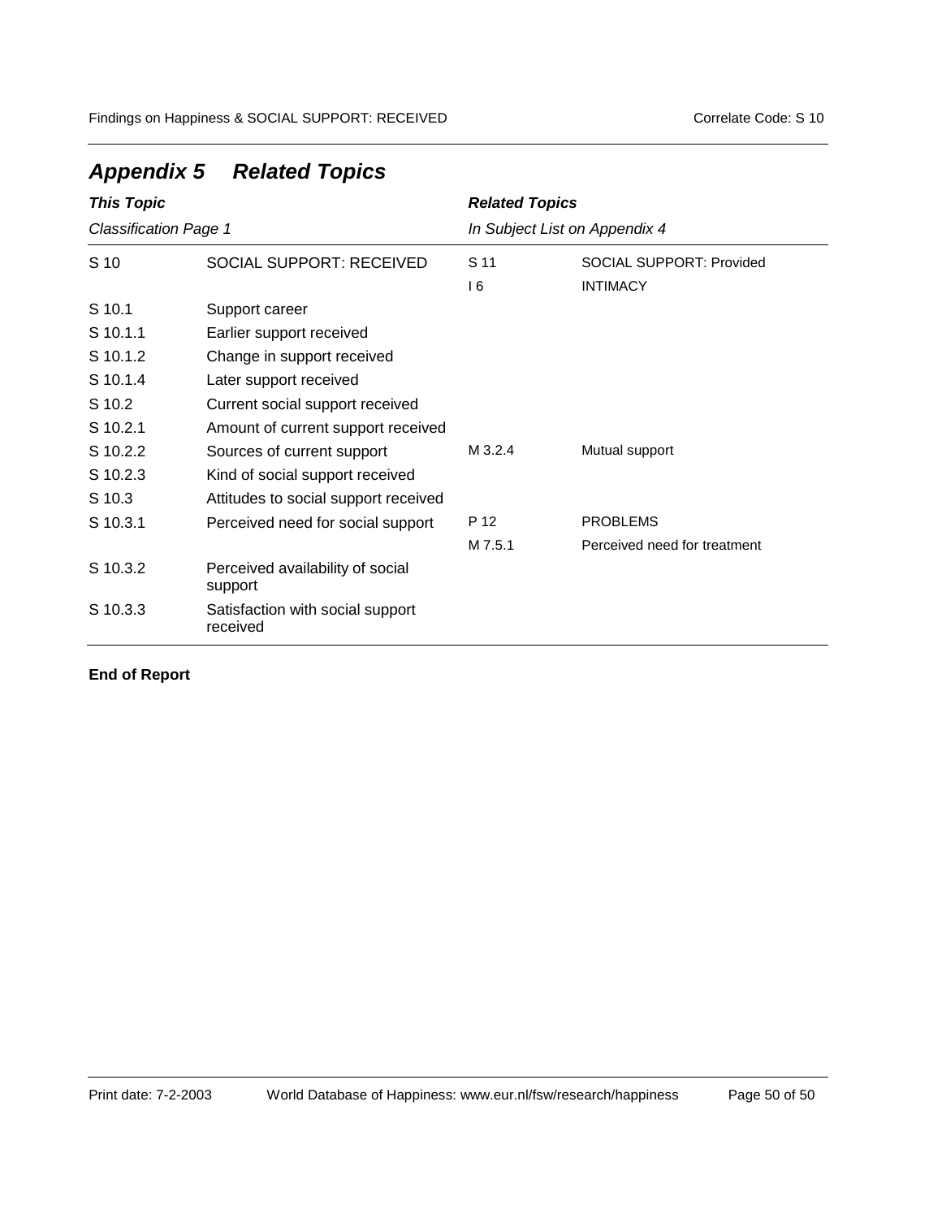## *Appendix 5 Related Topics*

| *This Topic* | | *Related Topics* | |
|---|---|---|---|
| *Classification Page 1* | | *In Subject List on Appendix 4* | |
| S 10 | SOCIAL SUPPORT: RECEIVED | S 11 | SOCIAL SUPPORT: Provided |
| | | I 6 | INTIMACY |
| S 10.1 | Support career | | |
| S 10.1.1 | Earlier support received | | |
| S 10.1.2 | Change in support received | | |
| S 10.1.4 | Later support received | | |
| S 10.2 | Current social support received | | |
| S 10.2.1 | Amount of current support received | | |
| S 10.2.2 | Sources of current support | M 3.2.4 | Mutual support |
| S 10.2.3 | Kind of social support received | | |
| S 10.3 | Attitudes to social support received | | |
| S 10.3.1 | Perceived need for social support | P 12 | PROBLEMS |
| | | M 7.5.1 | Perceived need for treatment |
| S 10.3.2 | Perceived availability of social support | | |
| S 10.3.3 | Satisfaction with social support received | | |

**End of Report**